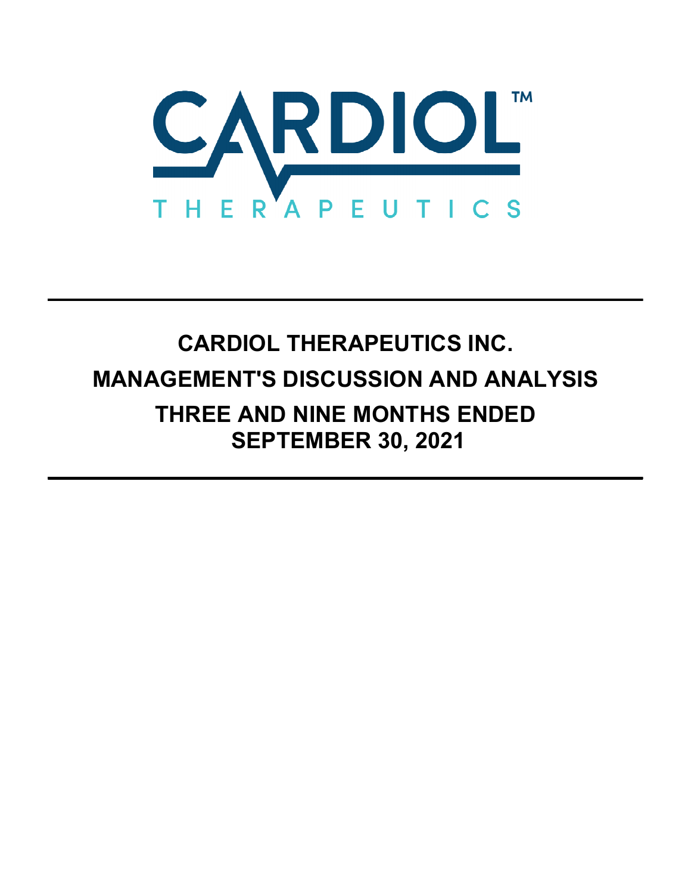CARDIOL™

THERAPEUTICS

# CARDIOL THERAPEUTICS INC.

# MANAGEMENT'S DISCUSSION AND ANALYSIS

# THREE AND NINE MONTHS ENDED SEPTEMBER 30, 2021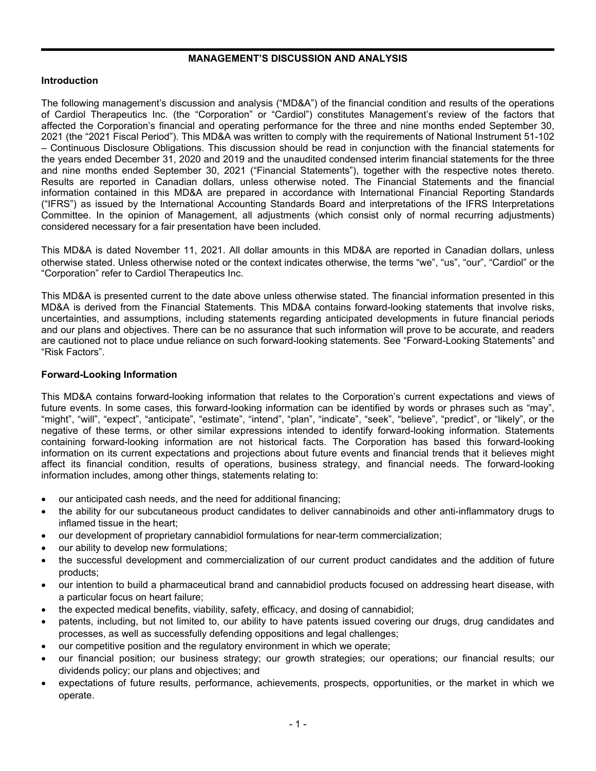## MANAGEMENT'S DISCUSSION AND ANALYSIS

### Introduction

The following management's discussion and analysis ("MD&A") of the financial condition and results of the operations of Cardiol Therapeutics Inc. (the "Corporation" or "Cardiol") constitutes Management's review of the factors that affected the Corporation's financial and operating performance for the three and nine months ended September 30, 2021 (the "2021 Fiscal Period"). This MD&A was written to comply with the requirements of National Instrument 51-102 – Continuous Disclosure Obligations. This discussion should be read in conjunction with the financial statements for the years ended December 31, 2020 and 2019 and the unaudited condensed interim financial statements for the three and nine months ended September 30, 2021 ("Financial Statements"), together with the respective notes thereto. Results are reported in Canadian dollars, unless otherwise noted. The Financial Statements and the financial information contained in this MD&A are prepared in accordance with International Financial Reporting Standards ("IFRS") as issued by the International Accounting Standards Board and interpretations of the IFRS Interpretations Committee. In the opinion of Management, all adjustments (which consist only of normal recurring adjustments) considered necessary for a fair presentation have been included.

This MD&A is dated November 11, 2021. All dollar amounts in this MD&A are reported in Canadian dollars, unless otherwise stated. Unless otherwise noted or the context indicates otherwise, the terms "we", "us", "our", "Cardiol" or the "Corporation" refer to Cardiol Therapeutics Inc.

This MD&A is presented current to the date above unless otherwise stated. The financial information presented in this MD&A is derived from the Financial Statements. This MD&A contains forward-looking statements that involve risks, uncertainties, and assumptions, including statements regarding anticipated developments in future financial periods and our plans and objectives. There can be no assurance that such information will prove to be accurate, and readers are cautioned not to place undue reliance on such forward-looking statements. See "Forward-Looking Statements" and "Risk Factors".

### Forward-Looking Information

This MD&A contains forward-looking information that relates to the Corporation's current expectations and views of future events. In some cases, this forward-looking information can be identified by words or phrases such as "may", "might", "will", "expect", "anticipate", "estimate", "intend", "plan", "indicate", "seek", "believe", "predict", or "likely", or the negative of these terms, or other similar expressions intended to identify forward-looking information. Statements containing forward-looking information are not historical facts. The Corporation has based this forward-looking information on its current expectations and projections about future events and financial trends that it believes might affect its financial condition, results of operations, business strategy, and financial needs. The forward-looking information includes, among other things, statements relating to:

- our anticipated cash needs, and the need for additional financing;
- the ability for our subcutaneous product candidates to deliver cannabinoids and other anti-inflammatory drugs to inflamed tissue in the heart;
- our development of proprietary cannabidiol formulations for near-term commercialization;
- our ability to develop new formulations;
- the successful development and commercialization of our current product candidates and the addition of future products;
- our intention to build a pharmaceutical brand and cannabidiol products focused on addressing heart disease, with a particular focus on heart failure;
- the expected medical benefits, viability, safety, efficacy, and dosing of cannabidiol;
- patents, including, but not limited to, our ability to have patents issued covering our drugs, drug candidates and processes, as well as successfully defending oppositions and legal challenges;
- our competitive position and the regulatory environment in which we operate;
- our financial position; our business strategy; our growth strategies; our operations; our financial results; our dividends policy; our plans and objectives; and
- expectations of future results, performance, achievements, prospects, opportunities, or the market in which we operate.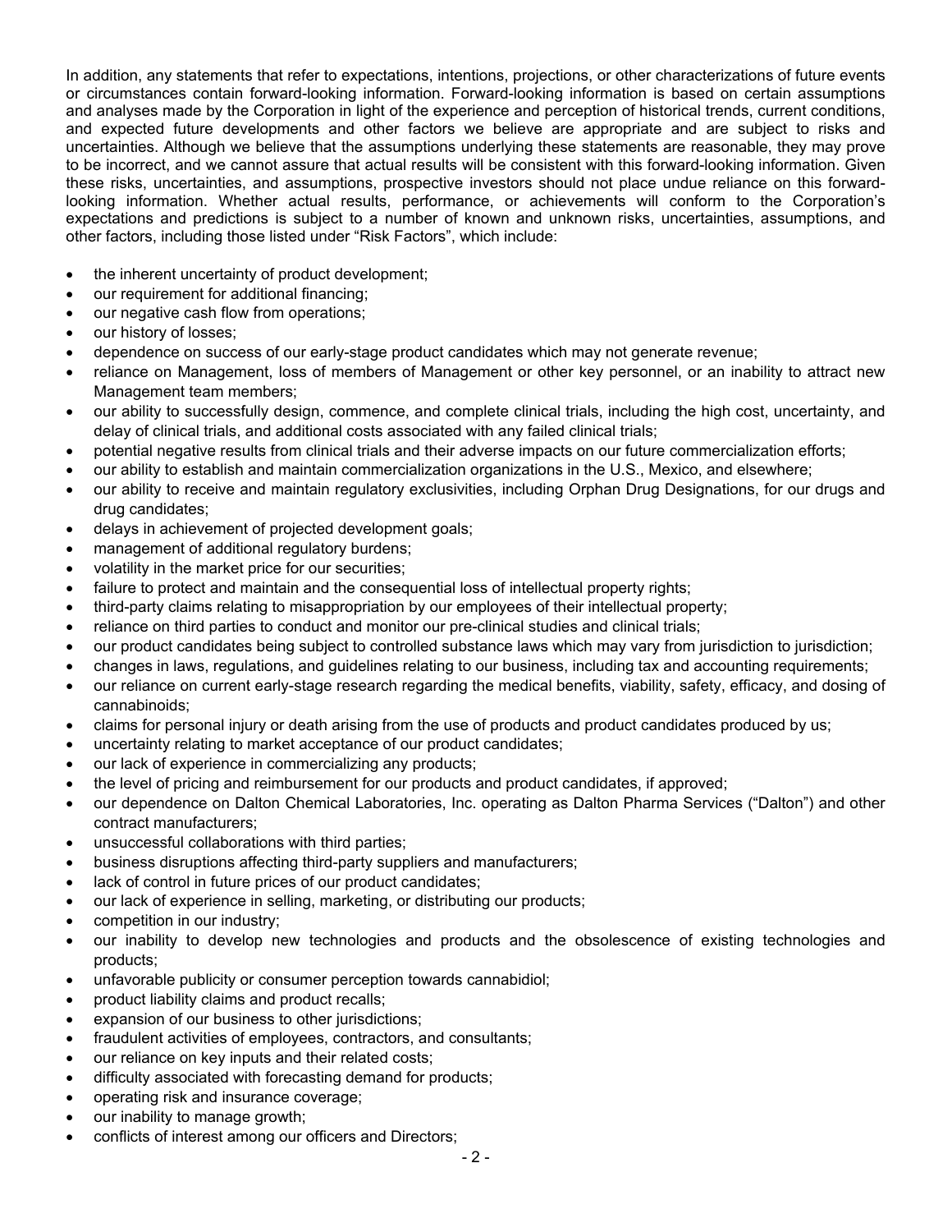In addition, any statements that refer to expectations, intentions, projections, or other characterizations of future events or circumstances contain forward-looking information. Forward-looking information is based on certain assumptions and analyses made by the Corporation in light of the experience and perception of historical trends, current conditions, and expected future developments and other factors we believe are appropriate and are subject to risks and uncertainties. Although we believe that the assumptions underlying these statements are reasonable, they may prove to be incorrect, and we cannot assure that actual results will be consistent with this forward-looking information. Given these risks, uncertainties, and assumptions, prospective investors should not place undue reliance on this forward-looking information. Whether actual results, performance, or achievements will conform to the Corporation's expectations and predictions is subject to a number of known and unknown risks, uncertainties, assumptions, and other factors, including those listed under "Risk Factors", which include:

- the inherent uncertainty of product development;
- our requirement for additional financing;
- our negative cash flow from operations;
- our history of losses;
- dependence on success of our early-stage product candidates which may not generate revenue;
- reliance on Management, loss of members of Management or other key personnel, or an inability to attract new Management team members;
- our ability to successfully design, commence, and complete clinical trials, including the high cost, uncertainty, and delay of clinical trials, and additional costs associated with any failed clinical trials;
- potential negative results from clinical trials and their adverse impacts on our future commercialization efforts;
- our ability to establish and maintain commercialization organizations in the U.S., Mexico, and elsewhere;
- our ability to receive and maintain regulatory exclusivities, including Orphan Drug Designations, for our drugs and drug candidates;
- delays in achievement of projected development goals;
- management of additional regulatory burdens;
- volatility in the market price for our securities;
- failure to protect and maintain and the consequential loss of intellectual property rights;
- third-party claims relating to misappropriation by our employees of their intellectual property;
- reliance on third parties to conduct and monitor our pre-clinical studies and clinical trials;
- our product candidates being subject to controlled substance laws which may vary from jurisdiction to jurisdiction;
- changes in laws, regulations, and guidelines relating to our business, including tax and accounting requirements;
- our reliance on current early-stage research regarding the medical benefits, viability, safety, efficacy, and dosing of cannabinoids;
- claims for personal injury or death arising from the use of products and product candidates produced by us;
- uncertainty relating to market acceptance of our product candidates;
- our lack of experience in commercializing any products;
- the level of pricing and reimbursement for our products and product candidates, if approved;
- our dependence on Dalton Chemical Laboratories, Inc. operating as Dalton Pharma Services ("Dalton") and other contract manufacturers;
- unsuccessful collaborations with third parties;
- business disruptions affecting third-party suppliers and manufacturers;
- lack of control in future prices of our product candidates;
- our lack of experience in selling, marketing, or distributing our products;
- competition in our industry;
- our inability to develop new technologies and products and the obsolescence of existing technologies and products;
- unfavorable publicity or consumer perception towards cannabidiol;
- product liability claims and product recalls;
- expansion of our business to other jurisdictions;
- fraudulent activities of employees, contractors, and consultants;
- our reliance on key inputs and their related costs;
- difficulty associated with forecasting demand for products;
- operating risk and insurance coverage;
- our inability to manage growth;
- conflicts of interest among our officers and Directors;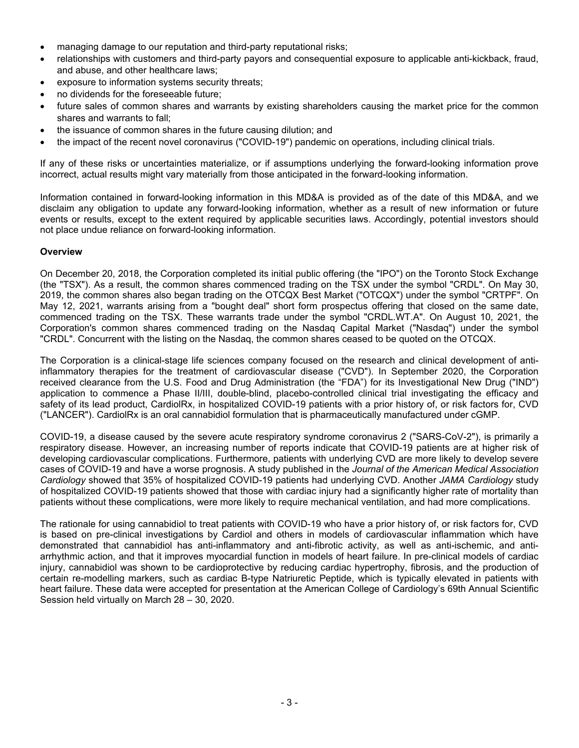- managing damage to our reputation and third-party reputational risks;
- relationships with customers and third-party payors and consequential exposure to applicable anti-kickback, fraud, and abuse, and other healthcare laws;
- exposure to information systems security threats;
- no dividends for the foreseeable future;
- future sales of common shares and warrants by existing shareholders causing the market price for the common shares and warrants to fall;
- the issuance of common shares in the future causing dilution; and
- the impact of the recent novel coronavirus ("COVID-19") pandemic on operations, including clinical trials.

If any of these risks or uncertainties materialize, or if assumptions underlying the forward-looking information prove incorrect, actual results might vary materially from those anticipated in the forward-looking information.

Information contained in forward-looking information in this MD&A is provided as of the date of this MD&A, and we disclaim any obligation to update any forward-looking information, whether as a result of new information or future events or results, except to the extent required by applicable securities laws. Accordingly, potential investors should not place undue reliance on forward-looking information.

**Overview**

On December 20, 2018, the Corporation completed its initial public offering (the "IPO") on the Toronto Stock Exchange (the "TSX"). As a result, the common shares commenced trading on the TSX under the symbol "CRDL". On May 30, 2019, the common shares also began trading on the OTCQX Best Market ("OTCQX") under the symbol "CRTPF". On May 12, 2021, warrants arising from a "bought deal" short form prospectus offering that closed on the same date, commenced trading on the TSX. These warrants trade under the symbol "CRDL.WT.A". On August 10, 2021, the Corporation's common shares commenced trading on the Nasdaq Capital Market ("Nasdaq") under the symbol "CRDL". Concurrent with the listing on the Nasdaq, the common shares ceased to be quoted on the OTCQX.

The Corporation is a clinical-stage life sciences company focused on the research and clinical development of anti-inflammatory therapies for the treatment of cardiovascular disease ("CVD"). In September 2020, the Corporation received clearance from the U.S. Food and Drug Administration (the "FDA") for its Investigational New Drug ("IND") application to commence a Phase II/III, double-blind, placebo-controlled clinical trial investigating the efficacy and safety of its lead product, CardiolRx, in hospitalized COVID-19 patients with a prior history of, or risk factors for, CVD ("LANCER"). CardiolRx is an oral cannabidiol formulation that is pharmaceutically manufactured under cGMP.

COVID-19, a disease caused by the severe acute respiratory syndrome coronavirus 2 ("SARS-CoV-2"), is primarily a respiratory disease. However, an increasing number of reports indicate that COVID-19 patients are at higher risk of developing cardiovascular complications. Furthermore, patients with underlying CVD are more likely to develop severe cases of COVID-19 and have a worse prognosis. A study published in the *Journal of the American Medical Association Cardiology* showed that 35% of hospitalized COVID-19 patients had underlying CVD. Another *JAMA Cardiology* study of hospitalized COVID-19 patients showed that those with cardiac injury had a significantly higher rate of mortality than patients without these complications, were more likely to require mechanical ventilation, and had more complications.

The rationale for using cannabidiol to treat patients with COVID-19 who have a prior history of, or risk factors for, CVD is based on pre-clinical investigations by Cardiol and others in models of cardiovascular inflammation which have demonstrated that cannabidiol has anti-inflammatory and anti-fibrotic activity, as well as anti-ischemic, and anti-arrhythmic action, and that it improves myocardial function in models of heart failure. In pre-clinical models of cardiac injury, cannabidiol was shown to be cardioprotective by reducing cardiac hypertrophy, fibrosis, and the production of certain re-modelling markers, such as cardiac B-type Natriuretic Peptide, which is typically elevated in patients with heart failure. These data were accepted for presentation at the American College of Cardiology's 69th Annual Scientific Session held virtually on March 28 – 30, 2020.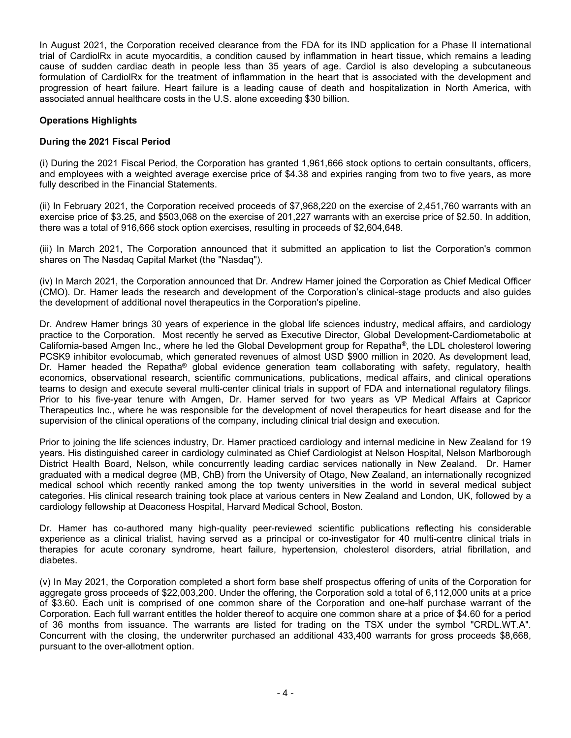In August 2021, the Corporation received clearance from the FDA for its IND application for a Phase II international trial of CardiolRx in acute myocarditis, a condition caused by inflammation in heart tissue, which remains a leading cause of sudden cardiac death in people less than 35 years of age. Cardiol is also developing a subcutaneous formulation of CardiolRx for the treatment of inflammation in the heart that is associated with the development and progression of heart failure. Heart failure is a leading cause of death and hospitalization in North America, with associated annual healthcare costs in the U.S. alone exceeding $30 billion.

**Operations Highlights**

**During the 2021 Fiscal Period**

(i) During the 2021 Fiscal Period, the Corporation has granted 1,961,666 stock options to certain consultants, officers, and employees with a weighted average exercise price of $4.38 and expiries ranging from two to five years, as more fully described in the Financial Statements.

(ii) In February 2021, the Corporation received proceeds of $7,968,220 on the exercise of 2,451,760 warrants with an exercise price of $3.25, and $503,068 on the exercise of 201,227 warrants with an exercise price of $2.50. In addition, there was a total of 916,666 stock option exercises, resulting in proceeds of $2,604,648.

(iii) In March 2021, The Corporation announced that it submitted an application to list the Corporation's common shares on The Nasdaq Capital Market (the "Nasdaq").

(iv) In March 2021, the Corporation announced that Dr. Andrew Hamer joined the Corporation as Chief Medical Officer (CMO). Dr. Hamer leads the research and development of the Corporation's clinical-stage products and also guides the development of additional novel therapeutics in the Corporation's pipeline.

Dr. Andrew Hamer brings 30 years of experience in the global life sciences industry, medical affairs, and cardiology practice to the Corporation. Most recently he served as Executive Director, Global Development-Cardiometabolic at California-based Amgen Inc., where he led the Global Development group for Repatha®, the LDL cholesterol lowering PCSK9 inhibitor evolocumab, which generated revenues of almost USD $900 million in 2020. As development lead, Dr. Hamer headed the Repatha® global evidence generation team collaborating with safety, regulatory, health economics, observational research, scientific communications, publications, medical affairs, and clinical operations teams to design and execute several multi-center clinical trials in support of FDA and international regulatory filings. Prior to his five-year tenure with Amgen, Dr. Hamer served for two years as VP Medical Affairs at Capricor Therapeutics Inc., where he was responsible for the development of novel therapeutics for heart disease and for the supervision of the clinical operations of the company, including clinical trial design and execution.

Prior to joining the life sciences industry, Dr. Hamer practiced cardiology and internal medicine in New Zealand for 19 years. His distinguished career in cardiology culminated as Chief Cardiologist at Nelson Hospital, Nelson Marlborough District Health Board, Nelson, while concurrently leading cardiac services nationally in New Zealand. Dr. Hamer graduated with a medical degree (MB, ChB) from the University of Otago, New Zealand, an internationally recognized medical school which recently ranked among the top twenty universities in the world in several medical subject categories. His clinical research training took place at various centers in New Zealand and London, UK, followed by a cardiology fellowship at Deaconess Hospital, Harvard Medical School, Boston.

Dr. Hamer has co-authored many high-quality peer-reviewed scientific publications reflecting his considerable experience as a clinical trialist, having served as a principal or co-investigator for 40 multi-centre clinical trials in therapies for acute coronary syndrome, heart failure, hypertension, cholesterol disorders, atrial fibrillation, and diabetes.

(v) In May 2021, the Corporation completed a short form base shelf prospectus offering of units of the Corporation for aggregate gross proceeds of $22,003,200. Under the offering, the Corporation sold a total of 6,112,000 units at a price of $3.60. Each unit is comprised of one common share of the Corporation and one-half purchase warrant of the Corporation. Each full warrant entitles the holder thereof to acquire one common share at a price of $4.60 for a period of 36 months from issuance. The warrants are listed for trading on the TSX under the symbol "CRDL.WT.A". Concurrent with the closing, the underwriter purchased an additional 433,400 warrants for gross proceeds $8,668, pursuant to the over-allotment option.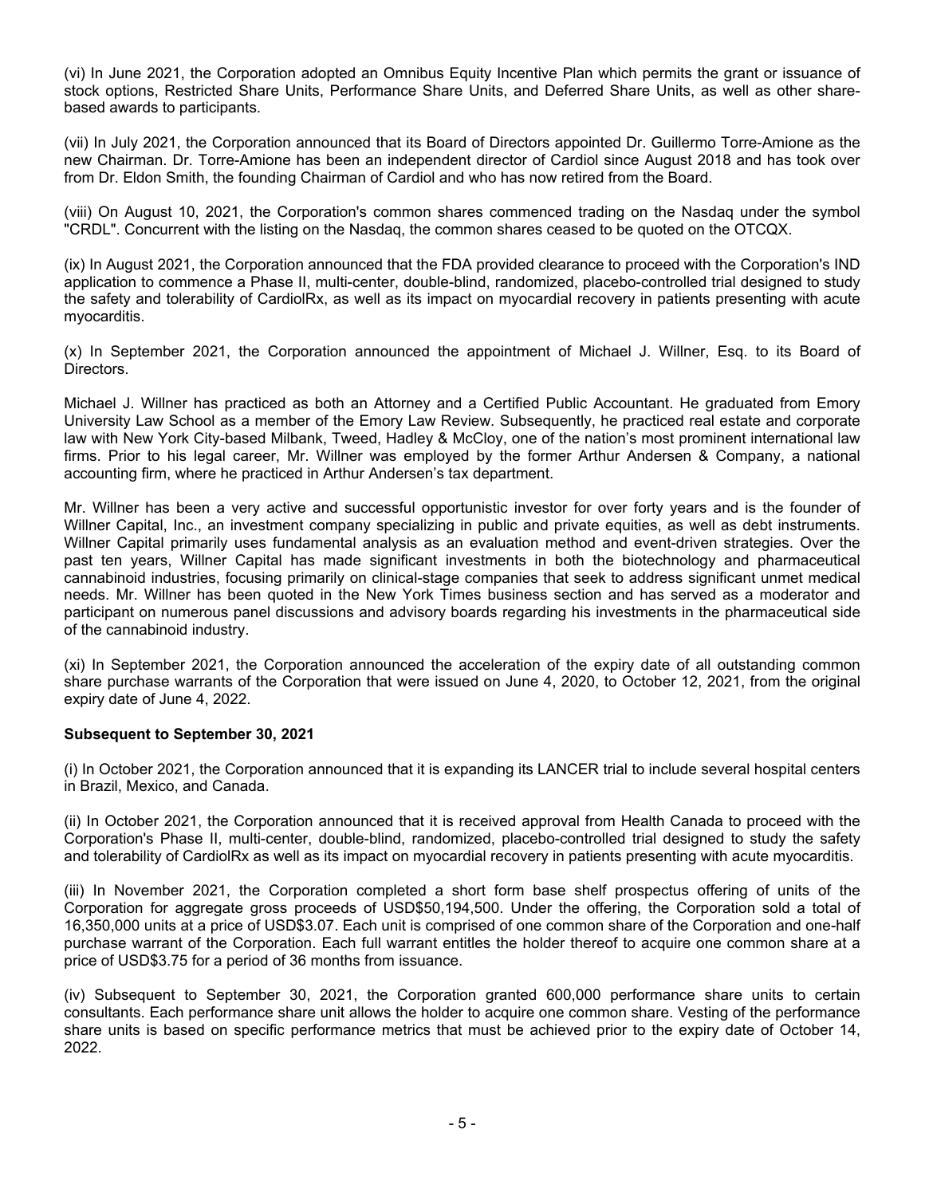(vi) In June 2021, the Corporation adopted an Omnibus Equity Incentive Plan which permits the grant or issuance of stock options, Restricted Share Units, Performance Share Units, and Deferred Share Units, as well as other share-based awards to participants.

(vii) In July 2021, the Corporation announced that its Board of Directors appointed Dr. Guillermo Torre-Amione as the new Chairman. Dr. Torre-Amione has been an independent director of Cardiol since August 2018 and has took over from Dr. Eldon Smith, the founding Chairman of Cardiol and who has now retired from the Board.

(viii) On August 10, 2021, the Corporation's common shares commenced trading on the Nasdaq under the symbol "CRDL". Concurrent with the listing on the Nasdaq, the common shares ceased to be quoted on the OTCQX.

(ix) In August 2021, the Corporation announced that the FDA provided clearance to proceed with the Corporation's IND application to commence a Phase II, multi-center, double-blind, randomized, placebo-controlled trial designed to study the safety and tolerability of CardiolRx, as well as its impact on myocardial recovery in patients presenting with acute myocarditis.

(x) In September 2021, the Corporation announced the appointment of Michael J. Willner, Esq. to its Board of Directors.

Michael J. Willner has practiced as both an Attorney and a Certified Public Accountant. He graduated from Emory University Law School as a member of the Emory Law Review. Subsequently, he practiced real estate and corporate law with New York City-based Milbank, Tweed, Hadley & McCloy, one of the nation's most prominent international law firms. Prior to his legal career, Mr. Willner was employed by the former Arthur Andersen & Company, a national accounting firm, where he practiced in Arthur Andersen's tax department.

Mr. Willner has been a very active and successful opportunistic investor for over forty years and is the founder of Willner Capital, Inc., an investment company specializing in public and private equities, as well as debt instruments. Willner Capital primarily uses fundamental analysis as an evaluation method and event-driven strategies. Over the past ten years, Willner Capital has made significant investments in both the biotechnology and pharmaceutical cannabinoid industries, focusing primarily on clinical-stage companies that seek to address significant unmet medical needs. Mr. Willner has been quoted in the New York Times business section and has served as a moderator and participant on numerous panel discussions and advisory boards regarding his investments in the pharmaceutical side of the cannabinoid industry.

(xi) In September 2021, the Corporation announced the acceleration of the expiry date of all outstanding common share purchase warrants of the Corporation that were issued on June 4, 2020, to October 12, 2021, from the original expiry date of June 4, 2022.

**Subsequent to September 30, 2021**

(i) In October 2021, the Corporation announced that it is expanding its LANCER trial to include several hospital centers in Brazil, Mexico, and Canada.

(ii) In October 2021, the Corporation announced that it is received approval from Health Canada to proceed with the Corporation's Phase II, multi-center, double-blind, randomized, placebo-controlled trial designed to study the safety and tolerability of CardiolRx as well as its impact on myocardial recovery in patients presenting with acute myocarditis.

(iii) In November 2021, the Corporation completed a short form base shelf prospectus offering of units of the Corporation for aggregate gross proceeds of USD$50,194,500. Under the offering, the Corporation sold a total of 16,350,000 units at a price of USD$3.07. Each unit is comprised of one common share of the Corporation and one-half purchase warrant of the Corporation. Each full warrant entitles the holder thereof to acquire one common share at a price of USD$3.75 for a period of 36 months from issuance.

(iv) Subsequent to September 30, 2021, the Corporation granted 600,000 performance share units to certain consultants. Each performance share unit allows the holder to acquire one common share. Vesting of the performance share units is based on specific performance metrics that must be achieved prior to the expiry date of October 14, 2022.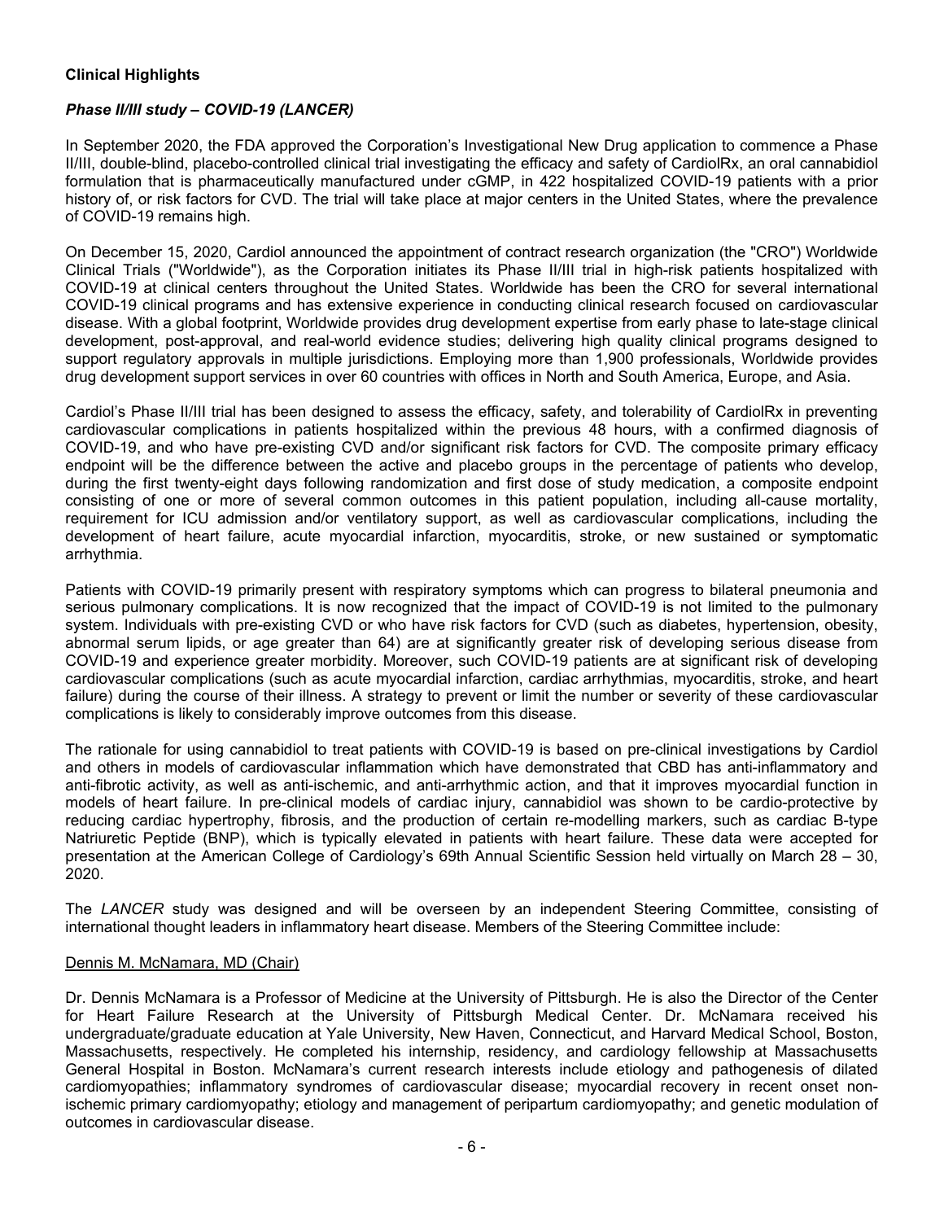**Clinical Highlights**

***Phase II/III study – COVID-19 (LANCER)***

In September 2020, the FDA approved the Corporation's Investigational New Drug application to commence a Phase II/III, double-blind, placebo-controlled clinical trial investigating the efficacy and safety of CardiolRx, an oral cannabidiol formulation that is pharmaceutically manufactured under cGMP, in 422 hospitalized COVID-19 patients with a prior history of, or risk factors for CVD. The trial will take place at major centers in the United States, where the prevalence of COVID-19 remains high.

On December 15, 2020, Cardiol announced the appointment of contract research organization (the "CRO") Worldwide Clinical Trials ("Worldwide"), as the Corporation initiates its Phase II/III trial in high-risk patients hospitalized with COVID-19 at clinical centers throughout the United States. Worldwide has been the CRO for several international COVID-19 clinical programs and has extensive experience in conducting clinical research focused on cardiovascular disease. With a global footprint, Worldwide provides drug development expertise from early phase to late-stage clinical development, post-approval, and real-world evidence studies; delivering high quality clinical programs designed to support regulatory approvals in multiple jurisdictions. Employing more than 1,900 professionals, Worldwide provides drug development support services in over 60 countries with offices in North and South America, Europe, and Asia.

Cardiol's Phase II/III trial has been designed to assess the efficacy, safety, and tolerability of CardiolRx in preventing cardiovascular complications in patients hospitalized within the previous 48 hours, with a confirmed diagnosis of COVID-19, and who have pre-existing CVD and/or significant risk factors for CVD. The composite primary efficacy endpoint will be the difference between the active and placebo groups in the percentage of patients who develop, during the first twenty-eight days following randomization and first dose of study medication, a composite endpoint consisting of one or more of several common outcomes in this patient population, including all-cause mortality, requirement for ICU admission and/or ventilatory support, as well as cardiovascular complications, including the development of heart failure, acute myocardial infarction, myocarditis, stroke, or new sustained or symptomatic arrhythmia.

Patients with COVID-19 primarily present with respiratory symptoms which can progress to bilateral pneumonia and serious pulmonary complications. It is now recognized that the impact of COVID-19 is not limited to the pulmonary system. Individuals with pre-existing CVD or who have risk factors for CVD (such as diabetes, hypertension, obesity, abnormal serum lipids, or age greater than 64) are at significantly greater risk of developing serious disease from COVID-19 and experience greater morbidity. Moreover, such COVID-19 patients are at significant risk of developing cardiovascular complications (such as acute myocardial infarction, cardiac arrhythmias, myocarditis, stroke, and heart failure) during the course of their illness. A strategy to prevent or limit the number or severity of these cardiovascular complications is likely to considerably improve outcomes from this disease.

The rationale for using cannabidiol to treat patients with COVID-19 is based on pre-clinical investigations by Cardiol and others in models of cardiovascular inflammation which have demonstrated that CBD has anti-inflammatory and anti-fibrotic activity, as well as anti-ischemic, and anti-arrhythmic action, and that it improves myocardial function in models of heart failure. In pre-clinical models of cardiac injury, cannabidiol was shown to be cardio-protective by reducing cardiac hypertrophy, fibrosis, and the production of certain re-modelling markers, such as cardiac B-type Natriuretic Peptide (BNP), which is typically elevated in patients with heart failure. These data were accepted for presentation at the American College of Cardiology's 69th Annual Scientific Session held virtually on March 28 – 30, 2020.

The *LANCER* study was designed and will be overseen by an independent Steering Committee, consisting of international thought leaders in inflammatory heart disease. Members of the Steering Committee include:

Dennis M. McNamara, MD (Chair)

Dr. Dennis McNamara is a Professor of Medicine at the University of Pittsburgh. He is also the Director of the Center for Heart Failure Research at the University of Pittsburgh Medical Center. Dr. McNamara received his undergraduate/graduate education at Yale University, New Haven, Connecticut, and Harvard Medical School, Boston, Massachusetts, respectively. He completed his internship, residency, and cardiology fellowship at Massachusetts General Hospital in Boston. McNamara's current research interests include etiology and pathogenesis of dilated cardiomyopathies; inflammatory syndromes of cardiovascular disease; myocardial recovery in recent onset non-ischemic primary cardiomyopathy; etiology and management of peripartum cardiomyopathy; and genetic modulation of outcomes in cardiovascular disease.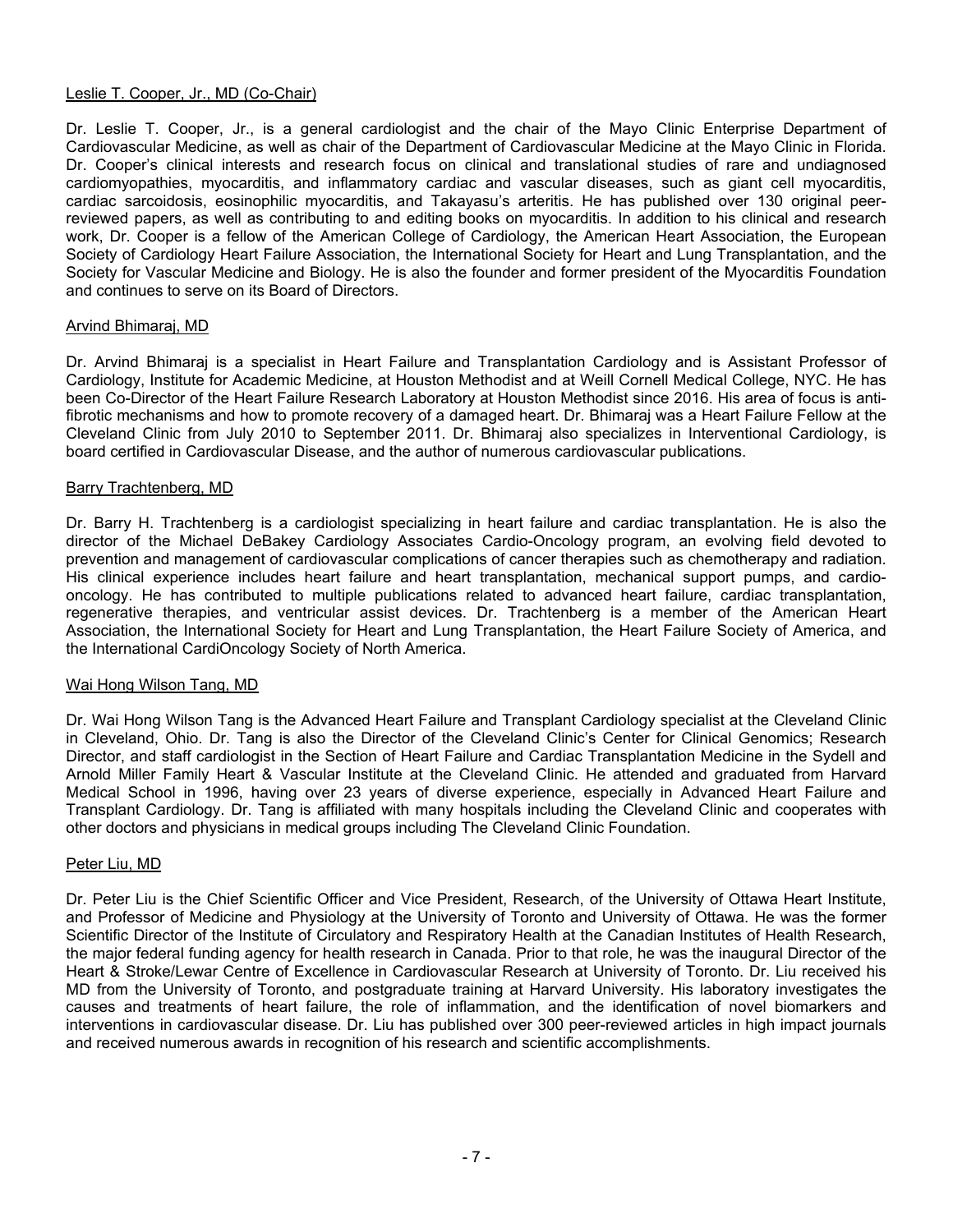Leslie T. Cooper, Jr., MD (Co-Chair)

Dr. Leslie T. Cooper, Jr., is a general cardiologist and the chair of the Mayo Clinic Enterprise Department of Cardiovascular Medicine, as well as chair of the Department of Cardiovascular Medicine at the Mayo Clinic in Florida. Dr. Cooper's clinical interests and research focus on clinical and translational studies of rare and undiagnosed cardiomyopathies, myocarditis, and inflammatory cardiac and vascular diseases, such as giant cell myocarditis, cardiac sarcoidosis, eosinophilic myocarditis, and Takayasu's arteritis. He has published over 130 original peer-reviewed papers, as well as contributing to and editing books on myocarditis. In addition to his clinical and research work, Dr. Cooper is a fellow of the American College of Cardiology, the American Heart Association, the European Society of Cardiology Heart Failure Association, the International Society for Heart and Lung Transplantation, and the Society for Vascular Medicine and Biology. He is also the founder and former president of the Myocarditis Foundation and continues to serve on its Board of Directors.

Arvind Bhimaraj, MD

Dr. Arvind Bhimaraj is a specialist in Heart Failure and Transplantation Cardiology and is Assistant Professor of Cardiology, Institute for Academic Medicine, at Houston Methodist and at Weill Cornell Medical College, NYC. He has been Co-Director of the Heart Failure Research Laboratory at Houston Methodist since 2016. His area of focus is anti-fibrotic mechanisms and how to promote recovery of a damaged heart. Dr. Bhimaraj was a Heart Failure Fellow at the Cleveland Clinic from July 2010 to September 2011. Dr. Bhimaraj also specializes in Interventional Cardiology, is board certified in Cardiovascular Disease, and the author of numerous cardiovascular publications.

Barry Trachtenberg, MD

Dr. Barry H. Trachtenberg is a cardiologist specializing in heart failure and cardiac transplantation. He is also the director of the Michael DeBakey Cardiology Associates Cardio-Oncology program, an evolving field devoted to prevention and management of cardiovascular complications of cancer therapies such as chemotherapy and radiation. His clinical experience includes heart failure and heart transplantation, mechanical support pumps, and cardio-oncology. He has contributed to multiple publications related to advanced heart failure, cardiac transplantation, regenerative therapies, and ventricular assist devices. Dr. Trachtenberg is a member of the American Heart Association, the International Society for Heart and Lung Transplantation, the Heart Failure Society of America, and the International CardiOncology Society of North America.

Wai Hong Wilson Tang, MD

Dr. Wai Hong Wilson Tang is the Advanced Heart Failure and Transplant Cardiology specialist at the Cleveland Clinic in Cleveland, Ohio. Dr. Tang is also the Director of the Cleveland Clinic's Center for Clinical Genomics; Research Director, and staff cardiologist in the Section of Heart Failure and Cardiac Transplantation Medicine in the Sydell and Arnold Miller Family Heart & Vascular Institute at the Cleveland Clinic. He attended and graduated from Harvard Medical School in 1996, having over 23 years of diverse experience, especially in Advanced Heart Failure and Transplant Cardiology. Dr. Tang is affiliated with many hospitals including the Cleveland Clinic and cooperates with other doctors and physicians in medical groups including The Cleveland Clinic Foundation.

Peter Liu, MD

Dr. Peter Liu is the Chief Scientific Officer and Vice President, Research, of the University of Ottawa Heart Institute, and Professor of Medicine and Physiology at the University of Toronto and University of Ottawa. He was the former Scientific Director of the Institute of Circulatory and Respiratory Health at the Canadian Institutes of Health Research, the major federal funding agency for health research in Canada. Prior to that role, he was the inaugural Director of the Heart & Stroke/Lewar Centre of Excellence in Cardiovascular Research at University of Toronto. Dr. Liu received his MD from the University of Toronto, and postgraduate training at Harvard University. His laboratory investigates the causes and treatments of heart failure, the role of inflammation, and the identification of novel biomarkers and interventions in cardiovascular disease. Dr. Liu has published over 300 peer-reviewed articles in high impact journals and received numerous awards in recognition of his research and scientific accomplishments.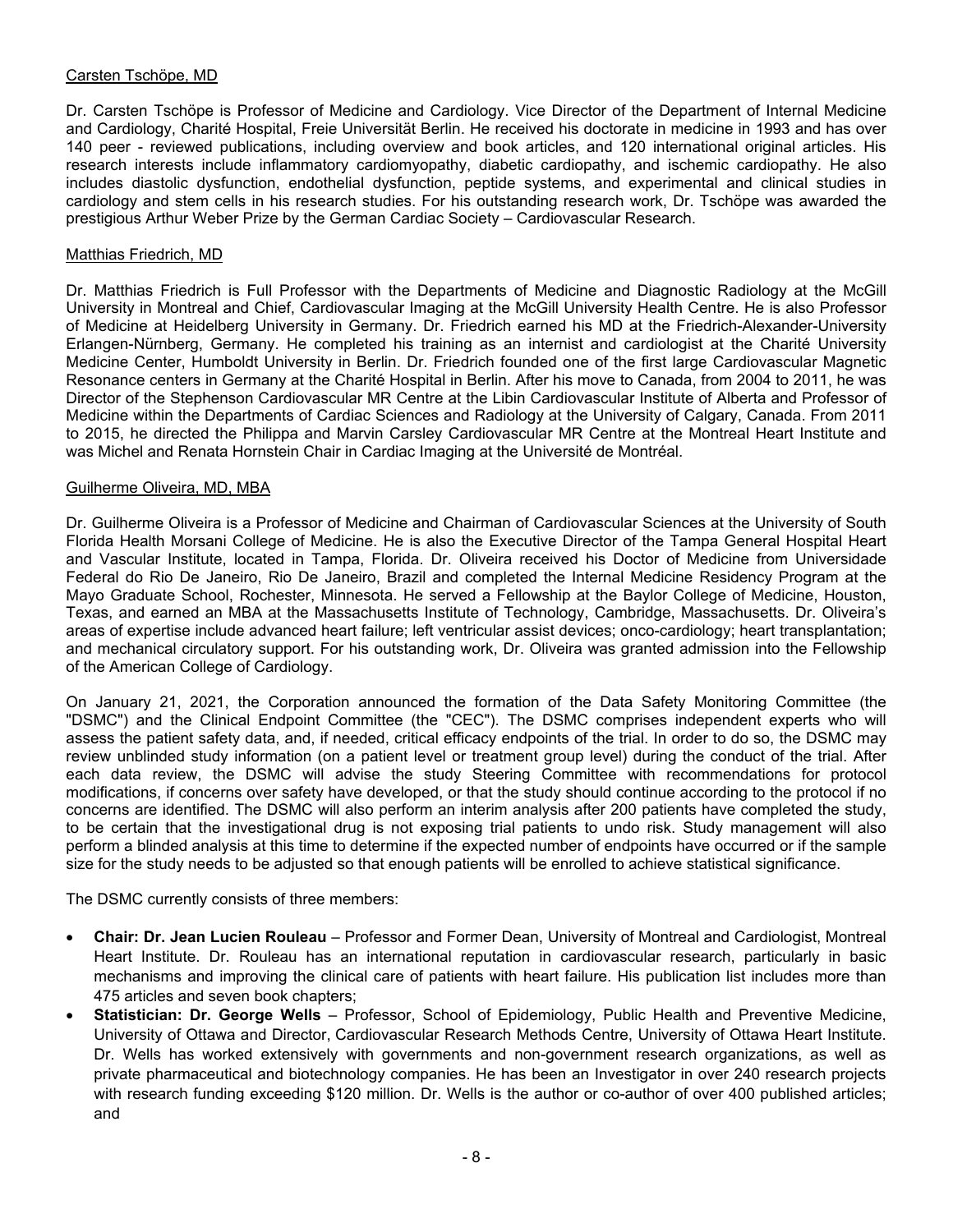Carsten Tschöpe, MD

Dr. Carsten Tschöpe is Professor of Medicine and Cardiology. Vice Director of the Department of Internal Medicine and Cardiology, Charité Hospital, Freie Universität Berlin. He received his doctorate in medicine in 1993 and has over 140 peer - reviewed publications, including overview and book articles, and 120 international original articles. His research interests include inflammatory cardiomyopathy, diabetic cardiopathy, and ischemic cardiopathy. He also includes diastolic dysfunction, endothelial dysfunction, peptide systems, and experimental and clinical studies in cardiology and stem cells in his research studies. For his outstanding research work, Dr. Tschöpe was awarded the prestigious Arthur Weber Prize by the German Cardiac Society – Cardiovascular Research.

Matthias Friedrich, MD

Dr. Matthias Friedrich is Full Professor with the Departments of Medicine and Diagnostic Radiology at the McGill University in Montreal and Chief, Cardiovascular Imaging at the McGill University Health Centre. He is also Professor of Medicine at Heidelberg University in Germany. Dr. Friedrich earned his MD at the Friedrich-Alexander-University Erlangen-Nürnberg, Germany. He completed his training as an internist and cardiologist at the Charité University Medicine Center, Humboldt University in Berlin. Dr. Friedrich founded one of the first large Cardiovascular Magnetic Resonance centers in Germany at the Charité Hospital in Berlin. After his move to Canada, from 2004 to 2011, he was Director of the Stephenson Cardiovascular MR Centre at the Libin Cardiovascular Institute of Alberta and Professor of Medicine within the Departments of Cardiac Sciences and Radiology at the University of Calgary, Canada. From 2011 to 2015, he directed the Philippa and Marvin Carsley Cardiovascular MR Centre at the Montreal Heart Institute and was Michel and Renata Hornstein Chair in Cardiac Imaging at the Université de Montréal.

Guilherme Oliveira, MD, MBA

Dr. Guilherme Oliveira is a Professor of Medicine and Chairman of Cardiovascular Sciences at the University of South Florida Health Morsani College of Medicine. He is also the Executive Director of the Tampa General Hospital Heart and Vascular Institute, located in Tampa, Florida. Dr. Oliveira received his Doctor of Medicine from Universidade Federal do Rio De Janeiro, Rio De Janeiro, Brazil and completed the Internal Medicine Residency Program at the Mayo Graduate School, Rochester, Minnesota. He served a Fellowship at the Baylor College of Medicine, Houston, Texas, and earned an MBA at the Massachusetts Institute of Technology, Cambridge, Massachusetts. Dr. Oliveira's areas of expertise include advanced heart failure; left ventricular assist devices; onco-cardiology; heart transplantation; and mechanical circulatory support. For his outstanding work, Dr. Oliveira was granted admission into the Fellowship of the American College of Cardiology.

On January 21, 2021, the Corporation announced the formation of the Data Safety Monitoring Committee (the "DSMC") and the Clinical Endpoint Committee (the "CEC"). The DSMC comprises independent experts who will assess the patient safety data, and, if needed, critical efficacy endpoints of the trial. In order to do so, the DSMC may review unblinded study information (on a patient level or treatment group level) during the conduct of the trial. After each data review, the DSMC will advise the study Steering Committee with recommendations for protocol modifications, if concerns over safety have developed, or that the study should continue according to the protocol if no concerns are identified. The DSMC will also perform an interim analysis after 200 patients have completed the study, to be certain that the investigational drug is not exposing trial patients to undo risk. Study management will also perform a blinded analysis at this time to determine if the expected number of endpoints have occurred or if the sample size for the study needs to be adjusted so that enough patients will be enrolled to achieve statistical significance.

The DSMC currently consists of three members:

- **Chair: Dr. Jean Lucien Rouleau** – Professor and Former Dean, University of Montreal and Cardiologist, Montreal Heart Institute. Dr. Rouleau has an international reputation in cardiovascular research, particularly in basic mechanisms and improving the clinical care of patients with heart failure. His publication list includes more than 475 articles and seven book chapters;
- **Statistician: Dr. George Wells** – Professor, School of Epidemiology, Public Health and Preventive Medicine, University of Ottawa and Director, Cardiovascular Research Methods Centre, University of Ottawa Heart Institute. Dr. Wells has worked extensively with governments and non-government research organizations, as well as private pharmaceutical and biotechnology companies. He has been an Investigator in over 240 research projects with research funding exceeding $120 million. Dr. Wells is the author or co-author of over 400 published articles; and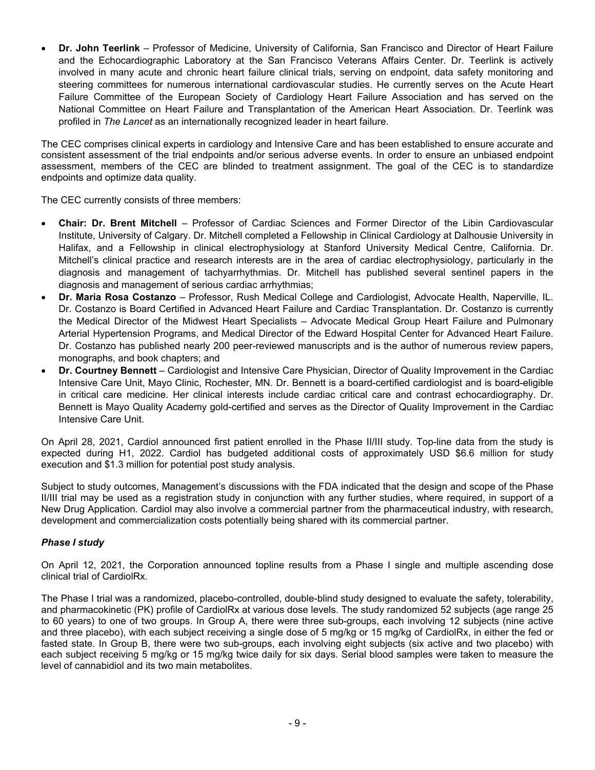- **Dr. John Teerlink** – Professor of Medicine, University of California, San Francisco and Director of Heart Failure and the Echocardiographic Laboratory at the San Francisco Veterans Affairs Center. Dr. Teerlink is actively involved in many acute and chronic heart failure clinical trials, serving on endpoint, data safety monitoring and steering committees for numerous international cardiovascular studies. He currently serves on the Acute Heart Failure Committee of the European Society of Cardiology Heart Failure Association and has served on the National Committee on Heart Failure and Transplantation of the American Heart Association. Dr. Teerlink was profiled in *The Lancet* as an internationally recognized leader in heart failure.

The CEC comprises clinical experts in cardiology and Intensive Care and has been established to ensure accurate and consistent assessment of the trial endpoints and/or serious adverse events. In order to ensure an unbiased endpoint assessment, members of the CEC are blinded to treatment assignment. The goal of the CEC is to standardize endpoints and optimize data quality.

The CEC currently consists of three members:

- **Chair: Dr. Brent Mitchell** – Professor of Cardiac Sciences and Former Director of the Libin Cardiovascular Institute, University of Calgary. Dr. Mitchell completed a Fellowship in Clinical Cardiology at Dalhousie University in Halifax, and a Fellowship in clinical electrophysiology at Stanford University Medical Centre, California. Dr. Mitchell's clinical practice and research interests are in the area of cardiac electrophysiology, particularly in the diagnosis and management of tachyarrhythmias. Dr. Mitchell has published several sentinel papers in the diagnosis and management of serious cardiac arrhythmias;
- **Dr. Maria Rosa Costanzo** – Professor, Rush Medical College and Cardiologist, Advocate Health, Naperville, IL. Dr. Costanzo is Board Certified in Advanced Heart Failure and Cardiac Transplantation. Dr. Costanzo is currently the Medical Director of the Midwest Heart Specialists – Advocate Medical Group Heart Failure and Pulmonary Arterial Hypertension Programs, and Medical Director of the Edward Hospital Center for Advanced Heart Failure. Dr. Costanzo has published nearly 200 peer-reviewed manuscripts and is the author of numerous review papers, monographs, and book chapters; and
- **Dr. Courtney Bennett** – Cardiologist and Intensive Care Physician, Director of Quality Improvement in the Cardiac Intensive Care Unit, Mayo Clinic, Rochester, MN. Dr. Bennett is a board-certified cardiologist and is board-eligible in critical care medicine. Her clinical interests include cardiac critical care and contrast echocardiography. Dr. Bennett is Mayo Quality Academy gold-certified and serves as the Director of Quality Improvement in the Cardiac Intensive Care Unit.

On April 28, 2021, Cardiol announced first patient enrolled in the Phase II/III study. Top-line data from the study is expected during H1, 2022. Cardiol has budgeted additional costs of approximately USD $6.6 million for study execution and $1.3 million for potential post study analysis.

Subject to study outcomes, Management's discussions with the FDA indicated that the design and scope of the Phase II/III trial may be used as a registration study in conjunction with any further studies, where required, in support of a New Drug Application. Cardiol may also involve a commercial partner from the pharmaceutical industry, with research, development and commercialization costs potentially being shared with its commercial partner.

### *Phase I study*

On April 12, 2021, the Corporation announced topline results from a Phase I single and multiple ascending dose clinical trial of CardiolRx.

The Phase I trial was a randomized, placebo-controlled, double-blind study designed to evaluate the safety, tolerability, and pharmacokinetic (PK) profile of CardiolRx at various dose levels. The study randomized 52 subjects (age range 25 to 60 years) to one of two groups. In Group A, there were three sub-groups, each involving 12 subjects (nine active and three placebo), with each subject receiving a single dose of 5 mg/kg or 15 mg/kg of CardiolRx, in either the fed or fasted state. In Group B, there were two sub-groups, each involving eight subjects (six active and two placebo) with each subject receiving 5 mg/kg or 15 mg/kg twice daily for six days. Serial blood samples were taken to measure the level of cannabidiol and its two main metabolites.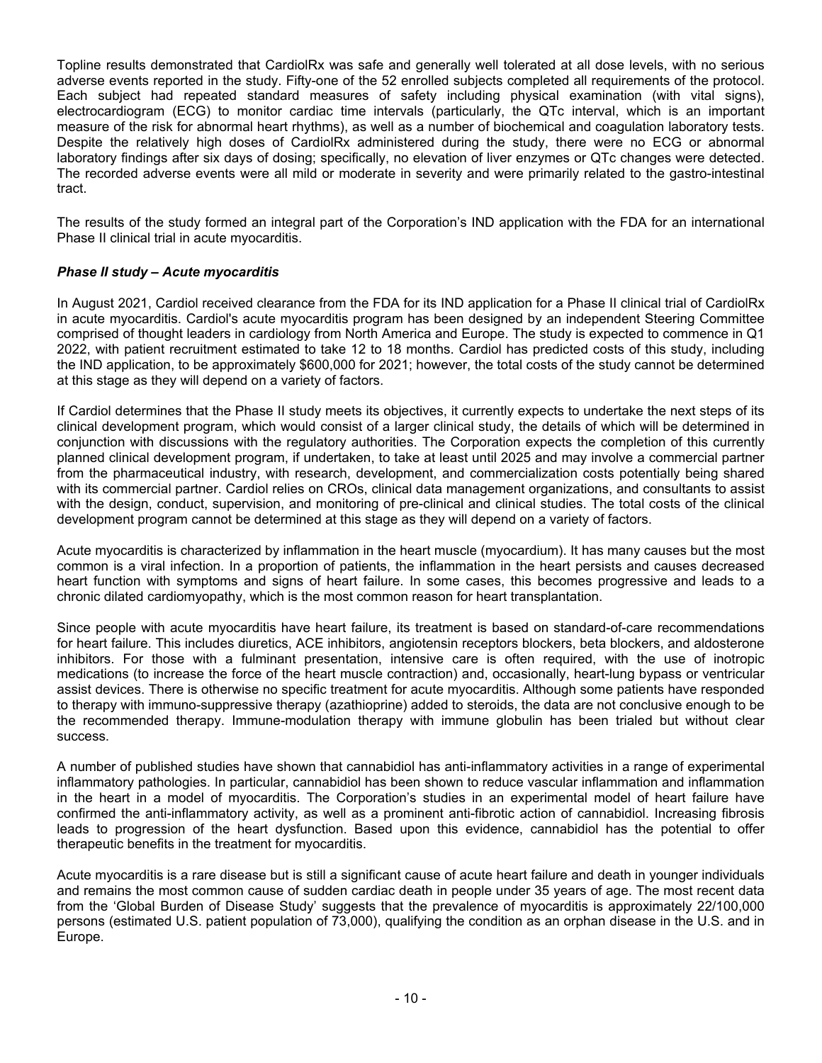Topline results demonstrated that CardiolRx was safe and generally well tolerated at all dose levels, with no serious adverse events reported in the study. Fifty-one of the 52 enrolled subjects completed all requirements of the protocol. Each subject had repeated standard measures of safety including physical examination (with vital signs), electrocardiogram (ECG) to monitor cardiac time intervals (particularly, the QTc interval, which is an important measure of the risk for abnormal heart rhythms), as well as a number of biochemical and coagulation laboratory tests. Despite the relatively high doses of CardiolRx administered during the study, there were no ECG or abnormal laboratory findings after six days of dosing; specifically, no elevation of liver enzymes or QTc changes were detected. The recorded adverse events were all mild or moderate in severity and were primarily related to the gastro-intestinal tract.

The results of the study formed an integral part of the Corporation's IND application with the FDA for an international Phase II clinical trial in acute myocarditis.

### *Phase II study – Acute myocarditis*

In August 2021, Cardiol received clearance from the FDA for its IND application for a Phase II clinical trial of CardiolRx in acute myocarditis. Cardiol's acute myocarditis program has been designed by an independent Steering Committee comprised of thought leaders in cardiology from North America and Europe. The study is expected to commence in Q1 2022, with patient recruitment estimated to take 12 to 18 months. Cardiol has predicted costs of this study, including the IND application, to be approximately $600,000 for 2021; however, the total costs of the study cannot be determined at this stage as they will depend on a variety of factors.

If Cardiol determines that the Phase II study meets its objectives, it currently expects to undertake the next steps of its clinical development program, which would consist of a larger clinical study, the details of which will be determined in conjunction with discussions with the regulatory authorities. The Corporation expects the completion of this currently planned clinical development program, if undertaken, to take at least until 2025 and may involve a commercial partner from the pharmaceutical industry, with research, development, and commercialization costs potentially being shared with its commercial partner. Cardiol relies on CROs, clinical data management organizations, and consultants to assist with the design, conduct, supervision, and monitoring of pre-clinical and clinical studies. The total costs of the clinical development program cannot be determined at this stage as they will depend on a variety of factors.

Acute myocarditis is characterized by inflammation in the heart muscle (myocardium). It has many causes but the most common is a viral infection. In a proportion of patients, the inflammation in the heart persists and causes decreased heart function with symptoms and signs of heart failure. In some cases, this becomes progressive and leads to a chronic dilated cardiomyopathy, which is the most common reason for heart transplantation.

Since people with acute myocarditis have heart failure, its treatment is based on standard-of-care recommendations for heart failure. This includes diuretics, ACE inhibitors, angiotensin receptors blockers, beta blockers, and aldosterone inhibitors. For those with a fulminant presentation, intensive care is often required, with the use of inotropic medications (to increase the force of the heart muscle contraction) and, occasionally, heart-lung bypass or ventricular assist devices. There is otherwise no specific treatment for acute myocarditis. Although some patients have responded to therapy with immuno-suppressive therapy (azathioprine) added to steroids, the data are not conclusive enough to be the recommended therapy. Immune-modulation therapy with immune globulin has been trialed but without clear success.

A number of published studies have shown that cannabidiol has anti-inflammatory activities in a range of experimental inflammatory pathologies. In particular, cannabidiol has been shown to reduce vascular inflammation and inflammation in the heart in a model of myocarditis. The Corporation's studies in an experimental model of heart failure have confirmed the anti-inflammatory activity, as well as a prominent anti-fibrotic action of cannabidiol. Increasing fibrosis leads to progression of the heart dysfunction. Based upon this evidence, cannabidiol has the potential to offer therapeutic benefits in the treatment for myocarditis.

Acute myocarditis is a rare disease but is still a significant cause of acute heart failure and death in younger individuals and remains the most common cause of sudden cardiac death in people under 35 years of age. The most recent data from the 'Global Burden of Disease Study' suggests that the prevalence of myocarditis is approximately 22/100,000 persons (estimated U.S. patient population of 73,000), qualifying the condition as an orphan disease in the U.S. and in Europe.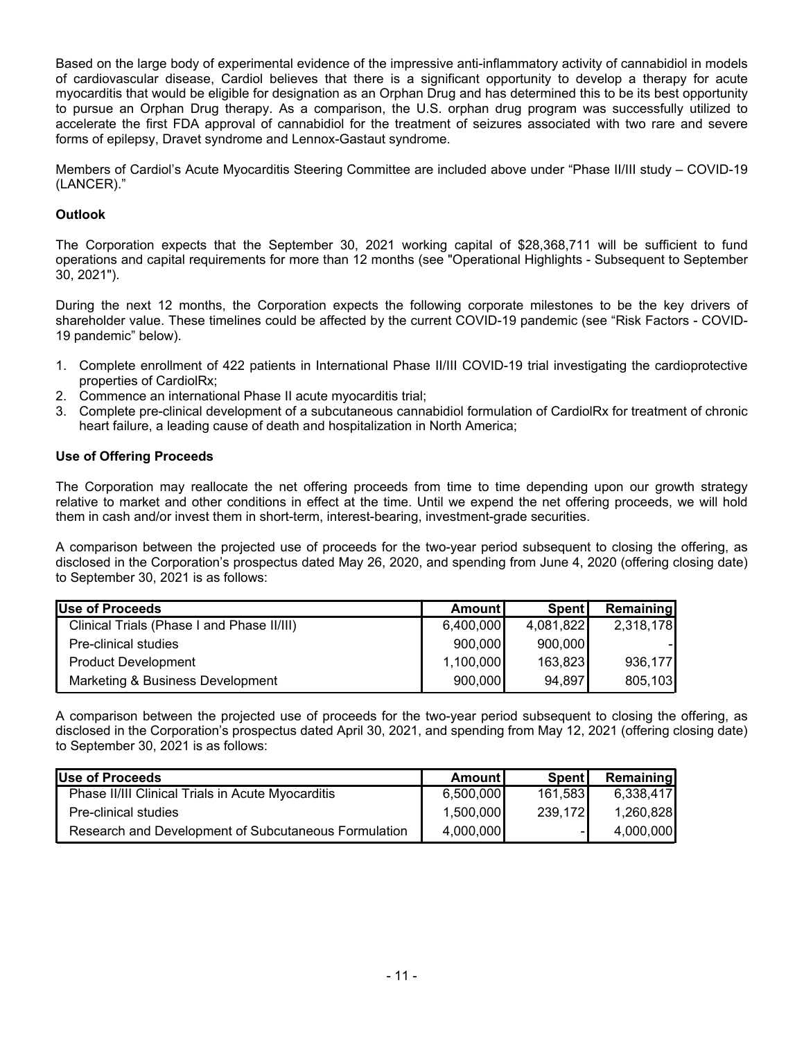Based on the large body of experimental evidence of the impressive anti-inflammatory activity of cannabidiol in models of cardiovascular disease, Cardiol believes that there is a significant opportunity to develop a therapy for acute myocarditis that would be eligible for designation as an Orphan Drug and has determined this to be its best opportunity to pursue an Orphan Drug therapy. As a comparison, the U.S. orphan drug program was successfully utilized to accelerate the first FDA approval of cannabidiol for the treatment of seizures associated with two rare and severe forms of epilepsy, Dravet syndrome and Lennox-Gastaut syndrome.

Members of Cardiol's Acute Myocarditis Steering Committee are included above under "Phase II/III study – COVID-19 (LANCER)."

**Outlook**

The Corporation expects that the September 30, 2021 working capital of $28,368,711 will be sufficient to fund operations and capital requirements for more than 12 months (see "Operational Highlights - Subsequent to September 30, 2021").

During the next 12 months, the Corporation expects the following corporate milestones to be the key drivers of shareholder value. These timelines could be affected by the current COVID-19 pandemic (see "Risk Factors - COVID-19 pandemic" below).

1. Complete enrollment of 422 patients in International Phase II/III COVID-19 trial investigating the cardioprotective properties of CardiolRx;
2. Commence an international Phase II acute myocarditis trial;
3. Complete pre-clinical development of a subcutaneous cannabidiol formulation of CardiolRx for treatment of chronic heart failure, a leading cause of death and hospitalization in North America;

**Use of Offering Proceeds**

The Corporation may reallocate the net offering proceeds from time to time depending upon our growth strategy relative to market and other conditions in effect at the time. Until we expend the net offering proceeds, we will hold them in cash and/or invest them in short-term, interest-bearing, investment-grade securities.

A comparison between the projected use of proceeds for the two-year period subsequent to closing the offering, as disclosed in the Corporation's prospectus dated May 26, 2020, and spending from June 4, 2020 (offering closing date) to September 30, 2021 is as follows:

| Use of Proceeds | Amount | Spent | Remaining |
|---|---|---|---|
| Clinical Trials (Phase I and Phase II/III) | 6,400,000 | 4,081,822 | 2,318,178 |
| Pre-clinical studies | 900,000 | 900,000 | - |
| Product Development | 1,100,000 | 163,823 | 936,177 |
| Marketing & Business Development | 900,000 | 94,897 | 805,103 |

A comparison between the projected use of proceeds for the two-year period subsequent to closing the offering, as disclosed in the Corporation's prospectus dated April 30, 2021, and spending from May 12, 2021 (offering closing date) to September 30, 2021 is as follows:

| Use of Proceeds | Amount | Spent | Remaining |
|---|---|---|---|
| Phase II/III Clinical Trials in Acute Myocarditis | 6,500,000 | 161,583 | 6,338,417 |
| Pre-clinical studies | 1,500,000 | 239,172 | 1,260,828 |
| Research and Development of Subcutaneous Formulation | 4,000,000 | - | 4,000,000 |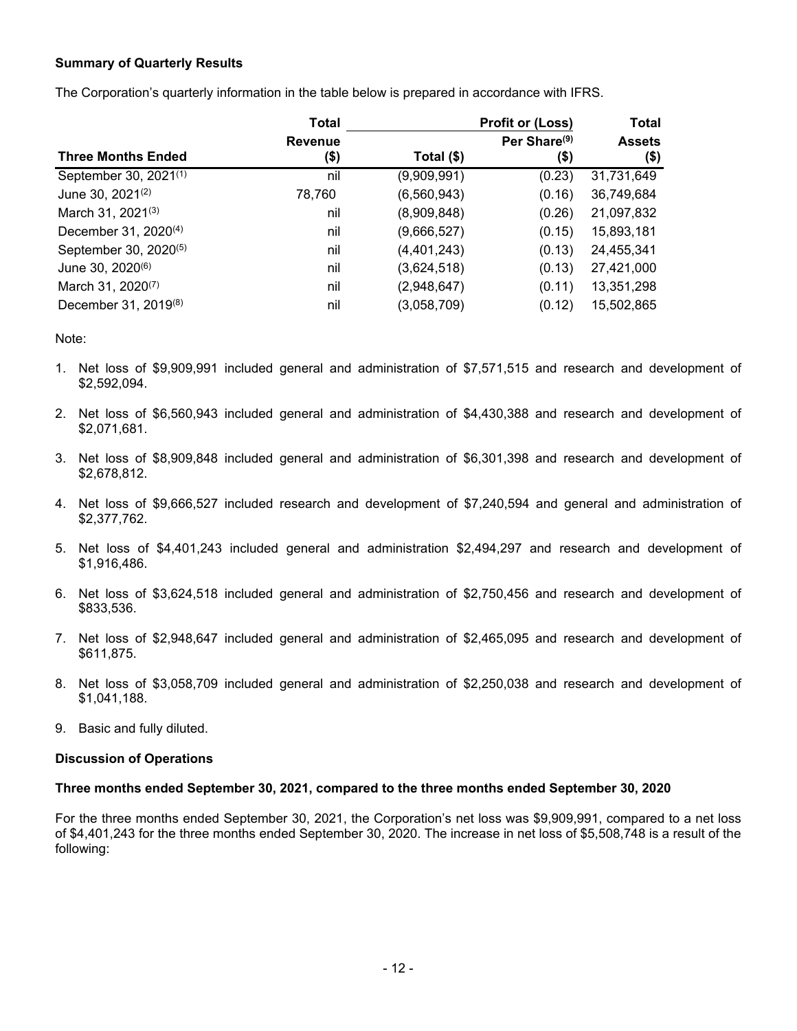**Summary of Quarterly Results**

The Corporation's quarterly information in the table below is prepared in accordance with IFRS.

| Three Months Ended | Total Revenue ($) | Profit or (Loss) Total ($) | Per Share[9] ($) | Total Assets ($) |
|---|---|---|---|---|
| September 30, 2021[1] | nil | (9,909,991) | (0.23) | 31,731,649 |
| June 30, 2021[2] | 78,760 | (6,560,943) | (0.16) | 36,749,684 |
| March 31, 2021[3] | nil | (8,909,848) | (0.26) | 21,097,832 |
| December 31, 2020[4] | nil | (9,666,527) | (0.15) | 15,893,181 |
| September 30, 2020[5] | nil | (4,401,243) | (0.13) | 24,455,341 |
| June 30, 2020[6] | nil | (3,624,518) | (0.13) | 27,421,000 |
| March 31, 2020[7] | nil | (2,948,647) | (0.11) | 13,351,298 |
| December 31, 2019[8] | nil | (3,058,709) | (0.12) | 15,502,865 |

Note:

1. Net loss of $9,909,991 included general and administration of $7,571,515 and research and development of $2,592,094.
2. Net loss of $6,560,943 included general and administration of $4,430,388 and research and development of $2,071,681.
3. Net loss of $8,909,848 included general and administration of $6,301,398 and research and development of $2,678,812.
4. Net loss of $9,666,527 included research and development of $7,240,594 and general and administration of $2,377,762.
5. Net loss of $4,401,243 included general and administration $2,494,297 and research and development of $1,916,486.
6. Net loss of $3,624,518 included general and administration of $2,750,456 and research and development of $833,536.
7. Net loss of $2,948,647 included general and administration of $2,465,095 and research and development of $611,875.
8. Net loss of $3,058,709 included general and administration of $2,250,038 and research and development of $1,041,188.
9. Basic and fully diluted.

**Discussion of Operations**

**Three months ended September 30, 2021, compared to the three months ended September 30, 2020**

For the three months ended September 30, 2021, the Corporation's net loss was $9,909,991, compared to a net loss of $4,401,243 for the three months ended September 30, 2020. The increase in net loss of $5,508,748 is a result of the following: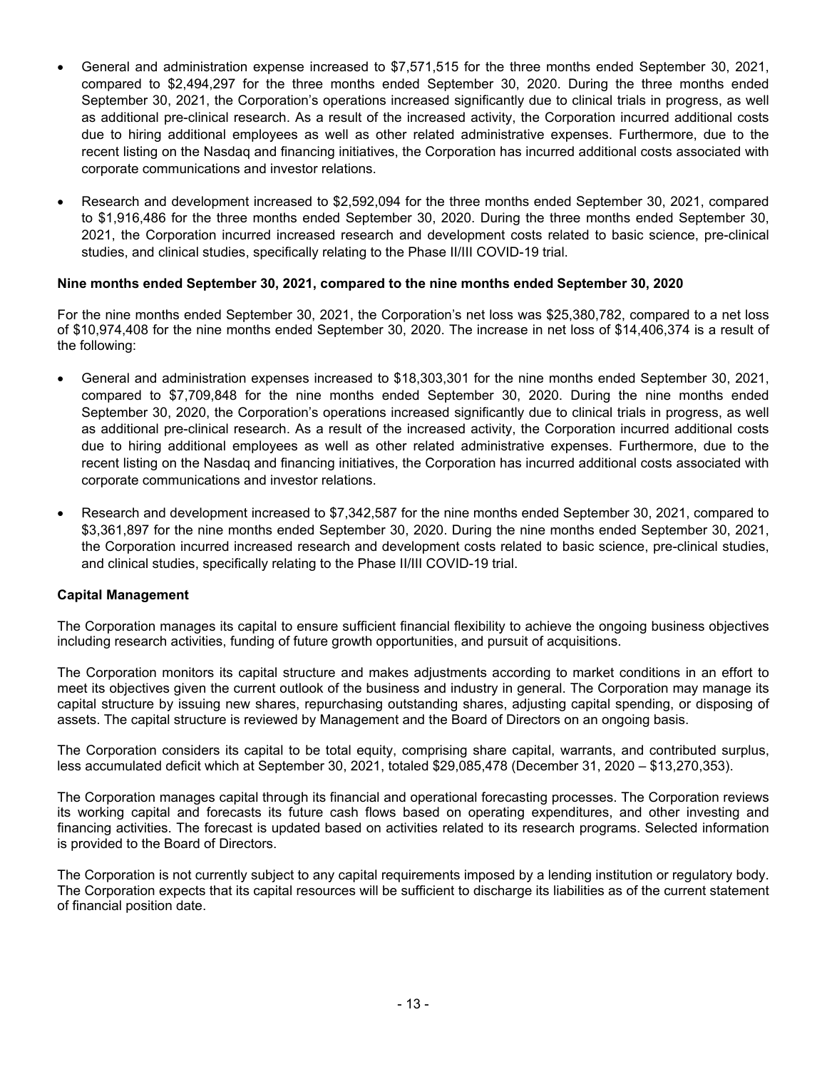- General and administration expense increased to $7,571,515 for the three months ended September 30, 2021, compared to $2,494,297 for the three months ended September 30, 2020. During the three months ended September 30, 2021, the Corporation's operations increased significantly due to clinical trials in progress, as well as additional pre-clinical research. As a result of the increased activity, the Corporation incurred additional costs due to hiring additional employees as well as other related administrative expenses. Furthermore, due to the recent listing on the Nasdaq and financing initiatives, the Corporation has incurred additional costs associated with corporate communications and investor relations.

- Research and development increased to $2,592,094 for the three months ended September 30, 2021, compared to $1,916,486 for the three months ended September 30, 2020. During the three months ended September 30, 2021, the Corporation incurred increased research and development costs related to basic science, pre-clinical studies, and clinical studies, specifically relating to the Phase II/III COVID-19 trial.

**Nine months ended September 30, 2021, compared to the nine months ended September 30, 2020**

For the nine months ended September 30, 2021, the Corporation's net loss was $25,380,782, compared to a net loss of $10,974,408 for the nine months ended September 30, 2020. The increase in net loss of $14,406,374 is a result of the following:

- General and administration expenses increased to $18,303,301 for the nine months ended September 30, 2021, compared to $7,709,848 for the nine months ended September 30, 2020. During the nine months ended September 30, 2020, the Corporation's operations increased significantly due to clinical trials in progress, as well as additional pre-clinical research. As a result of the increased activity, the Corporation incurred additional costs due to hiring additional employees as well as other related administrative expenses. Furthermore, due to the recent listing on the Nasdaq and financing initiatives, the Corporation has incurred additional costs associated with corporate communications and investor relations.

- Research and development increased to $7,342,587 for the nine months ended September 30, 2021, compared to $3,361,897 for the nine months ended September 30, 2020. During the nine months ended September 30, 2021, the Corporation incurred increased research and development costs related to basic science, pre-clinical studies, and clinical studies, specifically relating to the Phase II/III COVID-19 trial.

**Capital Management**

The Corporation manages its capital to ensure sufficient financial flexibility to achieve the ongoing business objectives including research activities, funding of future growth opportunities, and pursuit of acquisitions.

The Corporation monitors its capital structure and makes adjustments according to market conditions in an effort to meet its objectives given the current outlook of the business and industry in general. The Corporation may manage its capital structure by issuing new shares, repurchasing outstanding shares, adjusting capital spending, or disposing of assets. The capital structure is reviewed by Management and the Board of Directors on an ongoing basis.

The Corporation considers its capital to be total equity, comprising share capital, warrants, and contributed surplus, less accumulated deficit which at September 30, 2021, totaled $29,085,478 (December 31, 2020 – $13,270,353).

The Corporation manages capital through its financial and operational forecasting processes. The Corporation reviews its working capital and forecasts its future cash flows based on operating expenditures, and other investing and financing activities. The forecast is updated based on activities related to its research programs. Selected information is provided to the Board of Directors.

The Corporation is not currently subject to any capital requirements imposed by a lending institution or regulatory body. The Corporation expects that its capital resources will be sufficient to discharge its liabilities as of the current statement of financial position date.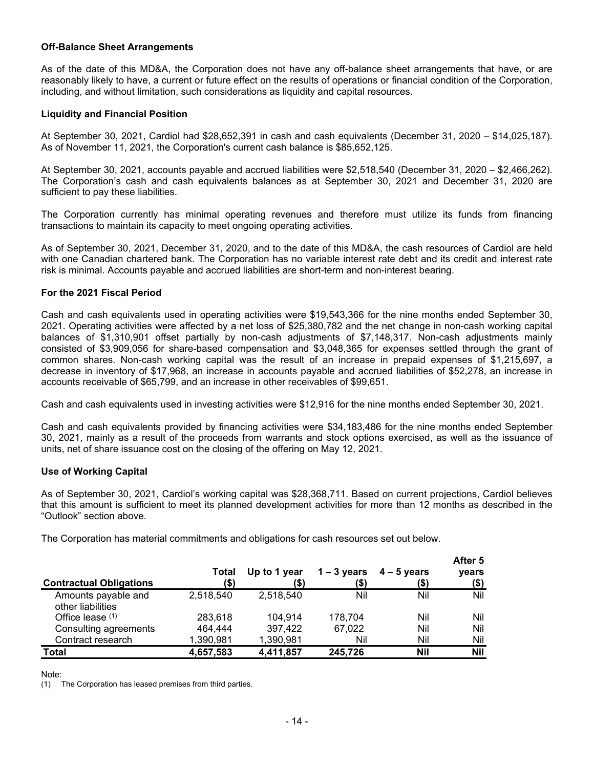### Off-Balance Sheet Arrangements

As of the date of this MD&A, the Corporation does not have any off-balance sheet arrangements that have, or are reasonably likely to have, a current or future effect on the results of operations or financial condition of the Corporation, including, and without limitation, such considerations as liquidity and capital resources.

### Liquidity and Financial Position

At September 30, 2021, Cardiol had $28,652,391 in cash and cash equivalents (December 31, 2020 – $14,025,187). As of November 11, 2021, the Corporation's current cash balance is $85,652,125.

At September 30, 2021, accounts payable and accrued liabilities were $2,518,540 (December 31, 2020 – $2,466,262). The Corporation's cash and cash equivalents balances as at September 30, 2021 and December 31, 2020 are sufficient to pay these liabilities.

The Corporation currently has minimal operating revenues and therefore must utilize its funds from financing transactions to maintain its capacity to meet ongoing operating activities.

As of September 30, 2021, December 31, 2020, and to the date of this MD&A, the cash resources of Cardiol are held with one Canadian chartered bank. The Corporation has no variable interest rate debt and its credit and interest rate risk is minimal. Accounts payable and accrued liabilities are short-term and non-interest bearing.

### For the 2021 Fiscal Period

Cash and cash equivalents used in operating activities were $19,543,366 for the nine months ended September 30, 2021. Operating activities were affected by a net loss of $25,380,782 and the net change in non-cash working capital balances of $1,310,901 offset partially by non-cash adjustments of $7,148,317. Non-cash adjustments mainly consisted of $3,909,056 for share-based compensation and $3,048,365 for expenses settled through the grant of common shares. Non-cash working capital was the result of an increase in prepaid expenses of $1,215,697, a decrease in inventory of $17,968, an increase in accounts payable and accrued liabilities of $52,278, an increase in accounts receivable of $65,799, and an increase in other receivables of $99,651.

Cash and cash equivalents used in investing activities were $12,916 for the nine months ended September 30, 2021.

Cash and cash equivalents provided by financing activities were $34,183,486 for the nine months ended September 30, 2021, mainly as a result of the proceeds from warrants and stock options exercised, as well as the issuance of units, net of share issuance cost on the closing of the offering on May 12, 2021.

### Use of Working Capital

As of September 30, 2021, Cardiol's working capital was $28,368,711. Based on current projections, Cardiol believes that this amount is sufficient to meet its planned development activities for more than 12 months as described in the "Outlook" section above.

The Corporation has material commitments and obligations for cash resources set out below.

| Contractual Obligations | Total ($) | Up to 1 year ($) | 1 – 3 years ($) | 4 – 5 years ($) | After 5 years ($) |
|---|---|---|---|---|---|
| Amounts payable and other liabilities | 2,518,540 | 2,518,540 | Nil | Nil | Nil |
| Office lease [1] | 283,618 | 104,914 | 178,704 | Nil | Nil |
| Consulting agreements | 464,444 | 397,422 | 67,022 | Nil | Nil |
| Contract research | 1,390,981 | 1,390,981 | Nil | Nil | Nil |
| **Total** | **4,657,583** | **4,411,857** | **245,726** | **Nil** | **Nil** |

Note:

(1) The Corporation has leased premises from third parties.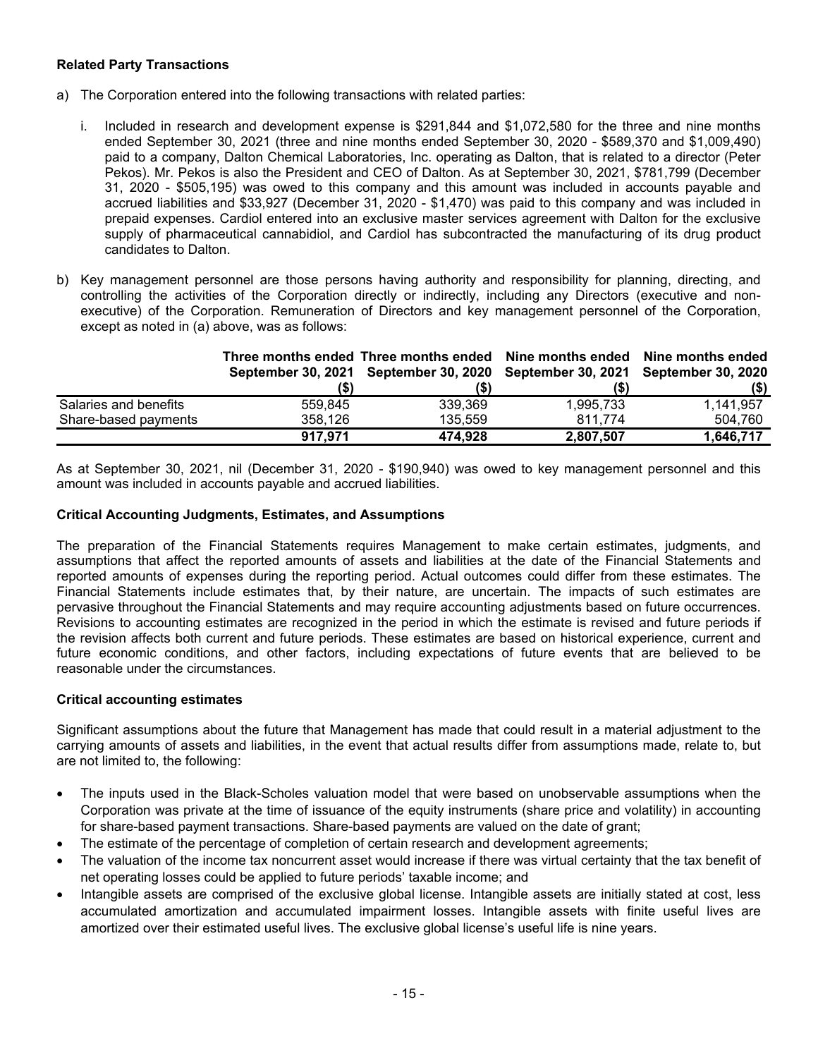**Related Party Transactions**

a) The Corporation entered into the following transactions with related parties:

   i. Included in research and development expense is $291,844 and $1,072,580 for the three and nine months ended September 30, 2021 (three and nine months ended September 30, 2020 - $589,370 and $1,009,490) paid to a company, Dalton Chemical Laboratories, Inc. operating as Dalton, that is related to a director (Peter Pekos). Mr. Pekos is also the President and CEO of Dalton. As at September 30, 2021, $781,799 (December 31, 2020 - $505,195) was owed to this company and this amount was included in accounts payable and accrued liabilities and $33,927 (December 31, 2020 - $1,470) was paid to this company and was included in prepaid expenses. Cardiol entered into an exclusive master services agreement with Dalton for the exclusive supply of pharmaceutical cannabidiol, and Cardiol has subcontracted the manufacturing of its drug product candidates to Dalton.

b) Key management personnel are those persons having authority and responsibility for planning, directing, and controlling the activities of the Corporation directly or indirectly, including any Directors (executive and non-executive) of the Corporation. Remuneration of Directors and key management personnel of the Corporation, except as noted in (a) above, was as follows:

| | Three months ended September 30, 2021 ($) | Three months ended September 30, 2020 ($) | Nine months ended September 30, 2021 ($) | Nine months ended September 30, 2020 ($) |
|---|---|---|---|---|
| Salaries and benefits | 559,845 | 339,369 | 1,995,733 | 1,141,957 |
| Share-based payments | 358,126 | 135,559 | 811,774 | 504,760 |
| | **917,971** | **474,928** | **2,807,507** | **1,646,717** |

As at September 30, 2021, nil (December 31, 2020 - $190,940) was owed to key management personnel and this amount was included in accounts payable and accrued liabilities.

**Critical Accounting Judgments, Estimates, and Assumptions**

The preparation of the Financial Statements requires Management to make certain estimates, judgments, and assumptions that affect the reported amounts of assets and liabilities at the date of the Financial Statements and reported amounts of expenses during the reporting period. Actual outcomes could differ from these estimates. The Financial Statements include estimates that, by their nature, are uncertain. The impacts of such estimates are pervasive throughout the Financial Statements and may require accounting adjustments based on future occurrences. Revisions to accounting estimates are recognized in the period in which the estimate is revised and future periods if the revision affects both current and future periods. These estimates are based on historical experience, current and future economic conditions, and other factors, including expectations of future events that are believed to be reasonable under the circumstances.

**Critical accounting estimates**

Significant assumptions about the future that Management has made that could result in a material adjustment to the carrying amounts of assets and liabilities, in the event that actual results differ from assumptions made, relate to, but are not limited to, the following:

- The inputs used in the Black-Scholes valuation model that were based on unobservable assumptions when the Corporation was private at the time of issuance of the equity instruments (share price and volatility) in accounting for share-based payment transactions. Share-based payments are valued on the date of grant;
- The estimate of the percentage of completion of certain research and development agreements;
- The valuation of the income tax noncurrent asset would increase if there was virtual certainty that the tax benefit of net operating losses could be applied to future periods' taxable income; and
- Intangible assets are comprised of the exclusive global license. Intangible assets are initially stated at cost, less accumulated amortization and accumulated impairment losses. Intangible assets with finite useful lives are amortized over their estimated useful lives. The exclusive global license's useful life is nine years.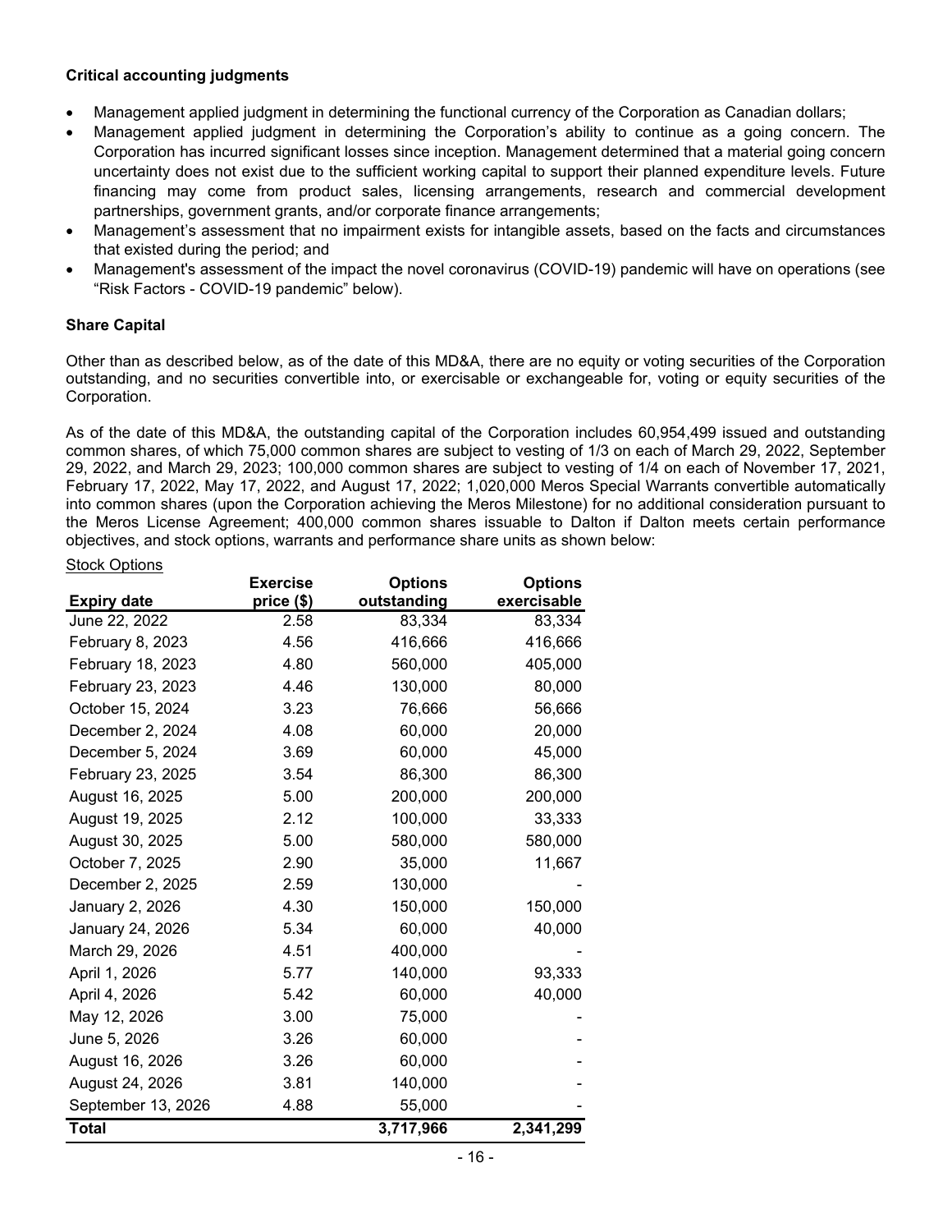**Critical accounting judgments**

- Management applied judgment in determining the functional currency of the Corporation as Canadian dollars;
- Management applied judgment in determining the Corporation's ability to continue as a going concern. The Corporation has incurred significant losses since inception. Management determined that a material going concern uncertainty does not exist due to the sufficient working capital to support their planned expenditure levels. Future financing may come from product sales, licensing arrangements, research and commercial development partnerships, government grants, and/or corporate finance arrangements;
- Management's assessment that no impairment exists for intangible assets, based on the facts and circumstances that existed during the period; and
- Management's assessment of the impact the novel coronavirus (COVID-19) pandemic will have on operations (see "Risk Factors - COVID-19 pandemic" below).

**Share Capital**

Other than as described below, as of the date of this MD&A, there are no equity or voting securities of the Corporation outstanding, and no securities convertible into, or exercisable or exchangeable for, voting or equity securities of the Corporation.

As of the date of this MD&A, the outstanding capital of the Corporation includes 60,954,499 issued and outstanding common shares, of which 75,000 common shares are subject to vesting of 1/3 on each of March 29, 2022, September 29, 2022, and March 29, 2023; 100,000 common shares are subject to vesting of 1/4 on each of November 17, 2021, February 17, 2022, May 17, 2022, and August 17, 2022; 1,020,000 Meros Special Warrants convertible automatically into common shares (upon the Corporation achieving the Meros Milestone) for no additional consideration pursuant to the Meros License Agreement; 400,000 common shares issuable to Dalton if Dalton meets certain performance objectives, and stock options, warrants and performance share units as shown below:

Stock Options

| Expiry date | Exercise price ($) | Options outstanding | Options exercisable |
|---|---|---|---|
| June 22, 2022 | 2.58 | 83,334 | 83,334 |
| February 8, 2023 | 4.56 | 416,666 | 416,666 |
| February 18, 2023 | 4.80 | 560,000 | 405,000 |
| February 23, 2023 | 4.46 | 130,000 | 80,000 |
| October 15, 2024 | 3.23 | 76,666 | 56,666 |
| December 2, 2024 | 4.08 | 60,000 | 20,000 |
| December 5, 2024 | 3.69 | 60,000 | 45,000 |
| February 23, 2025 | 3.54 | 86,300 | 86,300 |
| August 16, 2025 | 5.00 | 200,000 | 200,000 |
| August 19, 2025 | 2.12 | 100,000 | 33,333 |
| August 30, 2025 | 5.00 | 580,000 | 580,000 |
| October 7, 2025 | 2.90 | 35,000 | 11,667 |
| December 2, 2025 | 2.59 | 130,000 | - |
| January 2, 2026 | 4.30 | 150,000 | 150,000 |
| January 24, 2026 | 5.34 | 60,000 | 40,000 |
| March 29, 2026 | 4.51 | 400,000 | - |
| April 1, 2026 | 5.77 | 140,000 | 93,333 |
| April 4, 2026 | 5.42 | 60,000 | 40,000 |
| May 12, 2026 | 3.00 | 75,000 | - |
| June 5, 2026 | 3.26 | 60,000 | - |
| August 16, 2026 | 3.26 | 60,000 | - |
| August 24, 2026 | 3.81 | 140,000 | - |
| September 13, 2026 | 4.88 | 55,000 | - |
| **Total** | | **3,717,966** | **2,341,299** |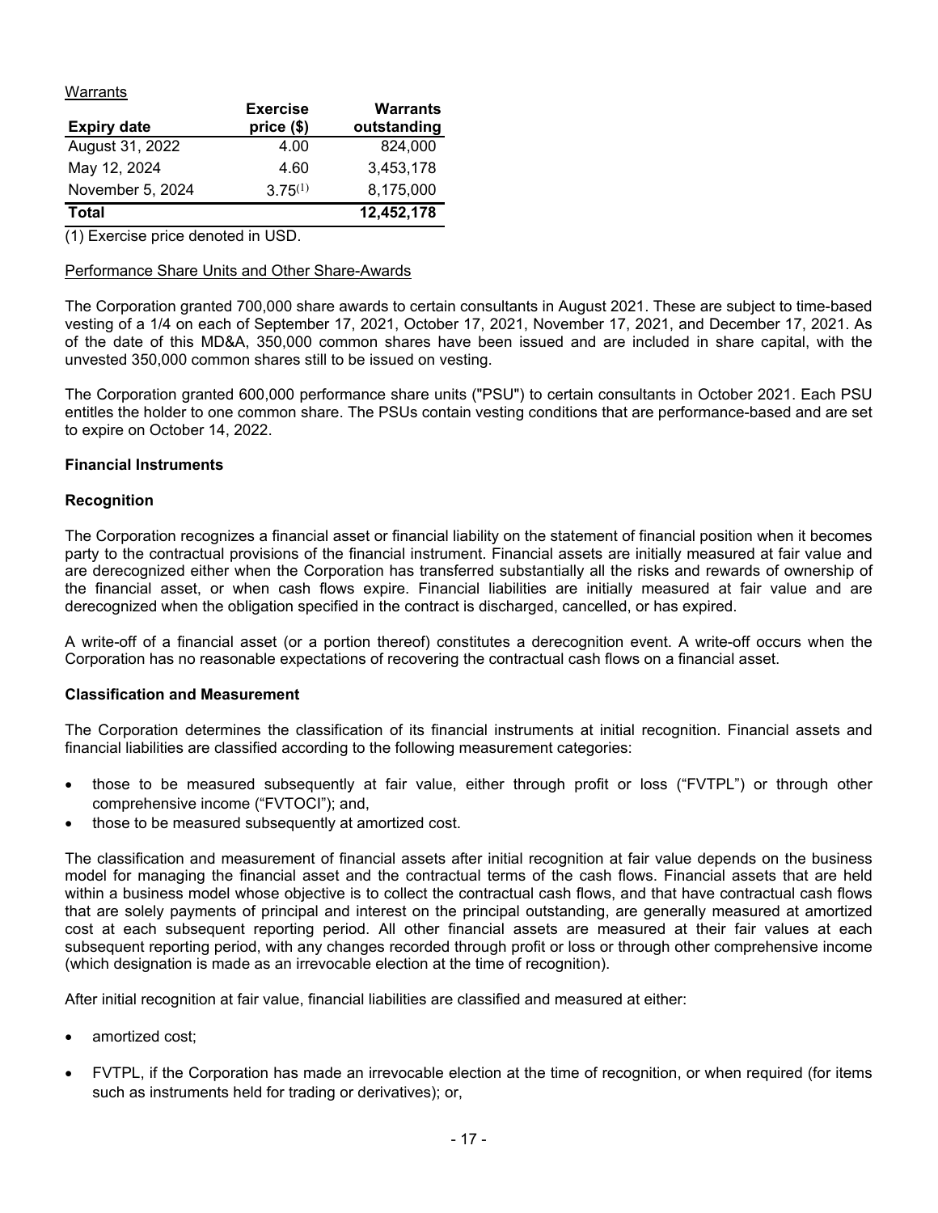Warrants

| Expiry date | Exercise price ($) | Warrants outstanding |
|---|---|---|
| August 31, 2022 | 4.00 | 824,000 |
| May 12, 2024 | 4.60 | 3,453,178 |
| November 5, 2024 | 3.75[(1)] | 8,175,000 |
| **Total** | | **12,452,178** |

(1) Exercise price denoted in USD.

Performance Share Units and Other Share-Awards

The Corporation granted 700,000 share awards to certain consultants in August 2021. These are subject to time-based vesting of a 1/4 on each of September 17, 2021, October 17, 2021, November 17, 2021, and December 17, 2021. As of the date of this MD&A, 350,000 common shares have been issued and are included in share capital, with the unvested 350,000 common shares still to be issued on vesting.

The Corporation granted 600,000 performance share units ("PSU") to certain consultants in October 2021. Each PSU entitles the holder to one common share. The PSUs contain vesting conditions that are performance-based and are set to expire on October 14, 2022.

**Financial Instruments**

**Recognition**

The Corporation recognizes a financial asset or financial liability on the statement of financial position when it becomes party to the contractual provisions of the financial instrument. Financial assets are initially measured at fair value and are derecognized either when the Corporation has transferred substantially all the risks and rewards of ownership of the financial asset, or when cash flows expire. Financial liabilities are initially measured at fair value and are derecognized when the obligation specified in the contract is discharged, cancelled, or has expired.

A write-off of a financial asset (or a portion thereof) constitutes a derecognition event. A write-off occurs when the Corporation has no reasonable expectations of recovering the contractual cash flows on a financial asset.

**Classification and Measurement**

The Corporation determines the classification of its financial instruments at initial recognition. Financial assets and financial liabilities are classified according to the following measurement categories:

- those to be measured subsequently at fair value, either through profit or loss ("FVTPL") or through other comprehensive income ("FVTOCI"); and,
- those to be measured subsequently at amortized cost.

The classification and measurement of financial assets after initial recognition at fair value depends on the business model for managing the financial asset and the contractual terms of the cash flows. Financial assets that are held within a business model whose objective is to collect the contractual cash flows, and that have contractual cash flows that are solely payments of principal and interest on the principal outstanding, are generally measured at amortized cost at each subsequent reporting period. All other financial assets are measured at their fair values at each subsequent reporting period, with any changes recorded through profit or loss or through other comprehensive income (which designation is made as an irrevocable election at the time of recognition).

After initial recognition at fair value, financial liabilities are classified and measured at either:

- amortized cost;
- FVTPL, if the Corporation has made an irrevocable election at the time of recognition, or when required (for items such as instruments held for trading or derivatives); or,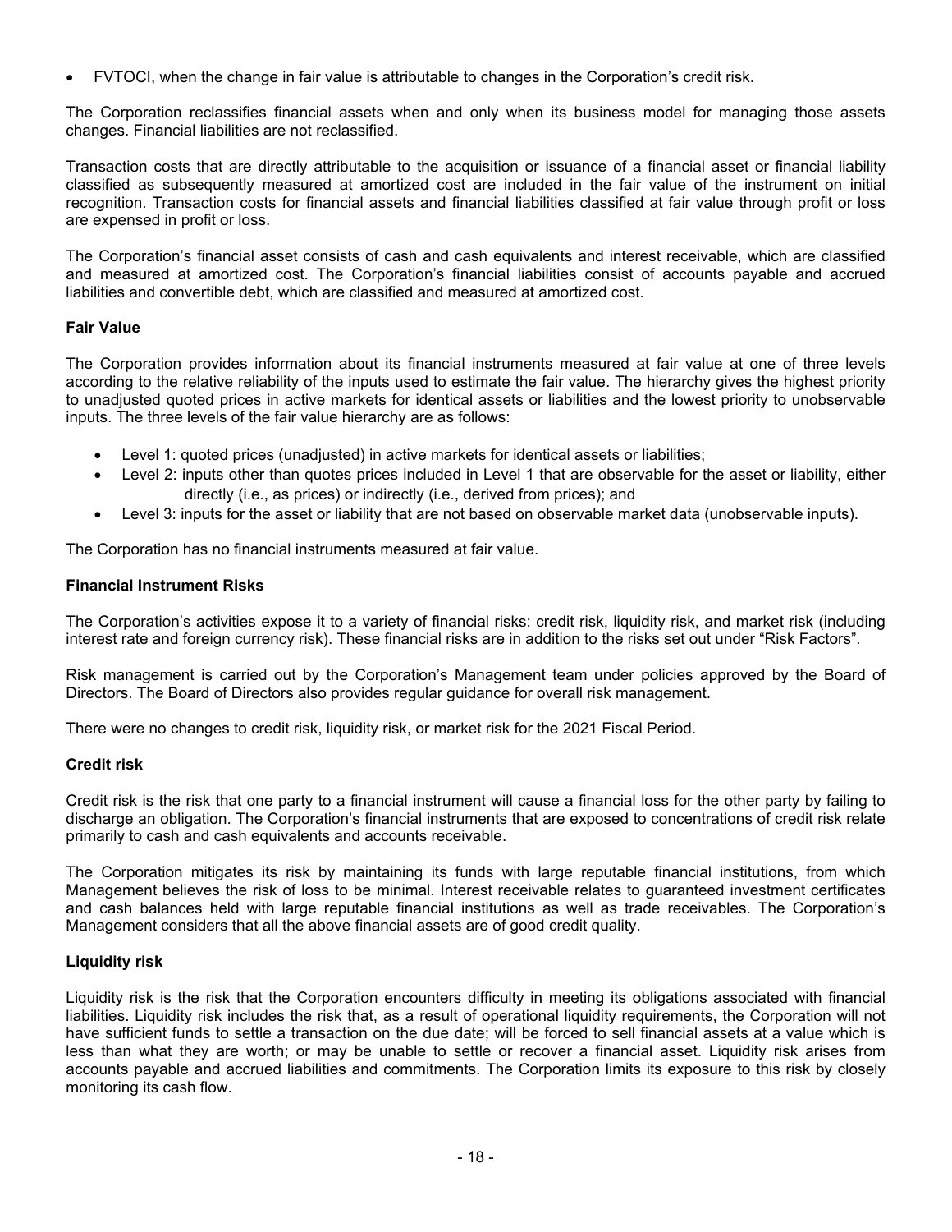- FVTOCI, when the change in fair value is attributable to changes in the Corporation's credit risk.

The Corporation reclassifies financial assets when and only when its business model for managing those assets changes. Financial liabilities are not reclassified.

Transaction costs that are directly attributable to the acquisition or issuance of a financial asset or financial liability classified as subsequently measured at amortized cost are included in the fair value of the instrument on initial recognition. Transaction costs for financial assets and financial liabilities classified at fair value through profit or loss are expensed in profit or loss.

The Corporation's financial asset consists of cash and cash equivalents and interest receivable, which are classified and measured at amortized cost. The Corporation's financial liabilities consist of accounts payable and accrued liabilities and convertible debt, which are classified and measured at amortized cost.

**Fair Value**

The Corporation provides information about its financial instruments measured at fair value at one of three levels according to the relative reliability of the inputs used to estimate the fair value. The hierarchy gives the highest priority to unadjusted quoted prices in active markets for identical assets or liabilities and the lowest priority to unobservable inputs. The three levels of the fair value hierarchy are as follows:

- Level 1: quoted prices (unadjusted) in active markets for identical assets or liabilities;
- Level 2: inputs other than quotes prices included in Level 1 that are observable for the asset or liability, either directly (i.e., as prices) or indirectly (i.e., derived from prices); and
- Level 3: inputs for the asset or liability that are not based on observable market data (unobservable inputs).

The Corporation has no financial instruments measured at fair value.

**Financial Instrument Risks**

The Corporation's activities expose it to a variety of financial risks: credit risk, liquidity risk, and market risk (including interest rate and foreign currency risk). These financial risks are in addition to the risks set out under "Risk Factors".

Risk management is carried out by the Corporation's Management team under policies approved by the Board of Directors. The Board of Directors also provides regular guidance for overall risk management.

There were no changes to credit risk, liquidity risk, or market risk for the 2021 Fiscal Period.

**Credit risk**

Credit risk is the risk that one party to a financial instrument will cause a financial loss for the other party by failing to discharge an obligation. The Corporation's financial instruments that are exposed to concentrations of credit risk relate primarily to cash and cash equivalents and accounts receivable.

The Corporation mitigates its risk by maintaining its funds with large reputable financial institutions, from which Management believes the risk of loss to be minimal. Interest receivable relates to guaranteed investment certificates and cash balances held with large reputable financial institutions as well as trade receivables. The Corporation's Management considers that all the above financial assets are of good credit quality.

**Liquidity risk**

Liquidity risk is the risk that the Corporation encounters difficulty in meeting its obligations associated with financial liabilities. Liquidity risk includes the risk that, as a result of operational liquidity requirements, the Corporation will not have sufficient funds to settle a transaction on the due date; will be forced to sell financial assets at a value which is less than what they are worth; or may be unable to settle or recover a financial asset. Liquidity risk arises from accounts payable and accrued liabilities and commitments. The Corporation limits its exposure to this risk by closely monitoring its cash flow.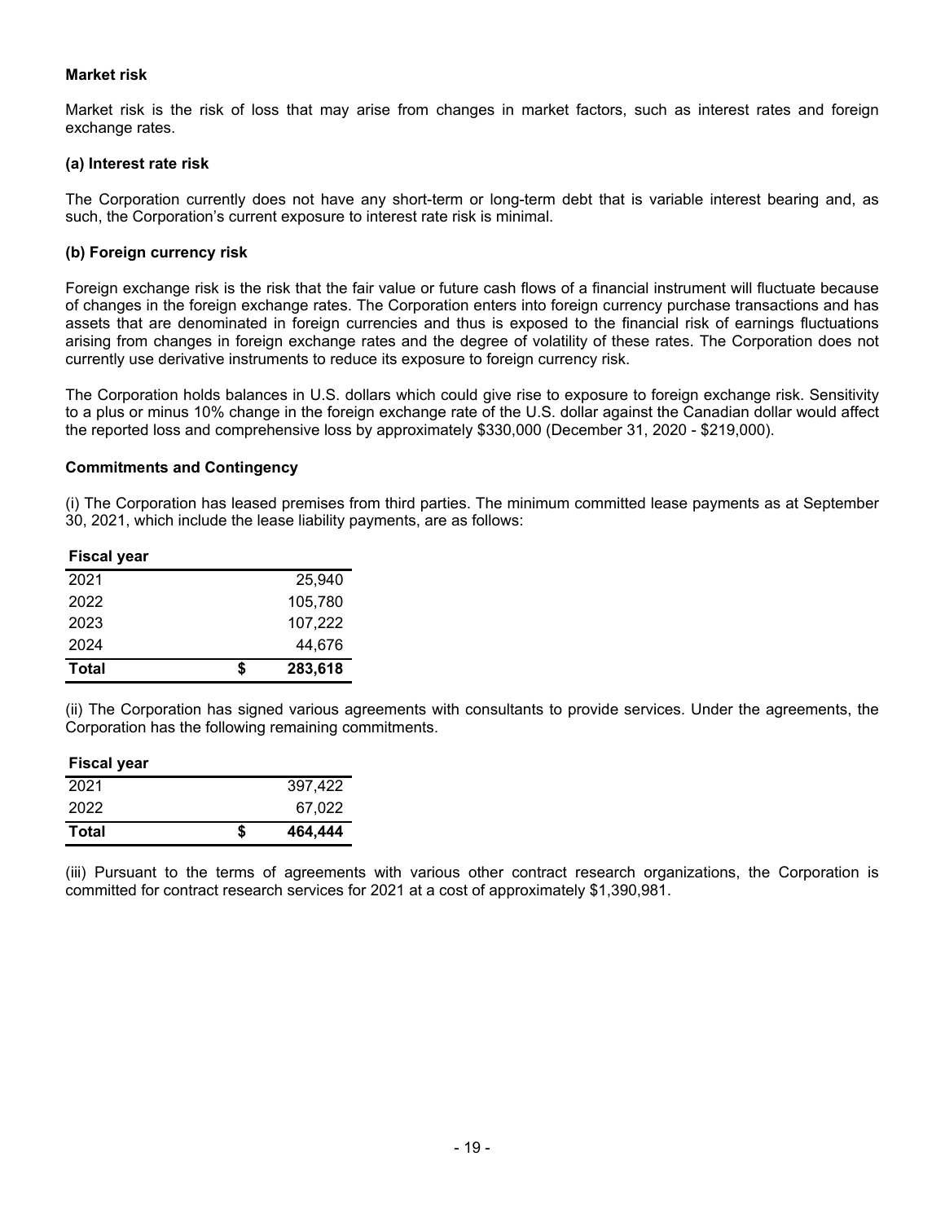**Market risk**

Market risk is the risk of loss that may arise from changes in market factors, such as interest rates and foreign exchange rates.

**(a) Interest rate risk**

The Corporation currently does not have any short-term or long-term debt that is variable interest bearing and, as such, the Corporation's current exposure to interest rate risk is minimal.

**(b) Foreign currency risk**

Foreign exchange risk is the risk that the fair value or future cash flows of a financial instrument will fluctuate because of changes in the foreign exchange rates. The Corporation enters into foreign currency purchase transactions and has assets that are denominated in foreign currencies and thus is exposed to the financial risk of earnings fluctuations arising from changes in foreign exchange rates and the degree of volatility of these rates. The Corporation does not currently use derivative instruments to reduce its exposure to foreign currency risk.

The Corporation holds balances in U.S. dollars which could give rise to exposure to foreign exchange risk. Sensitivity to a plus or minus 10% change in the foreign exchange rate of the U.S. dollar against the Canadian dollar would affect the reported loss and comprehensive loss by approximately $330,000 (December 31, 2020 - $219,000).

**Commitments and Contingency**

(i) The Corporation has leased premises from third parties. The minimum committed lease payments as at September 30, 2021, which include the lease liability payments, are as follows:

| Fiscal year | | |
|---|---|---|
| 2021 | | 25,940 |
| 2022 | | 105,780 |
| 2023 | | 107,222 |
| 2024 | | 44,676 |
| **Total** | **$** | **283,618** |

(ii) The Corporation has signed various agreements with consultants to provide services. Under the agreements, the Corporation has the following remaining commitments.

| Fiscal year | | |
|---|---|---|
| 2021 | | 397,422 |
| 2022 | | 67,022 |
| **Total** | **$** | **464,444** |

(iii) Pursuant to the terms of agreements with various other contract research organizations, the Corporation is committed for contract research services for 2021 at a cost of approximately $1,390,981.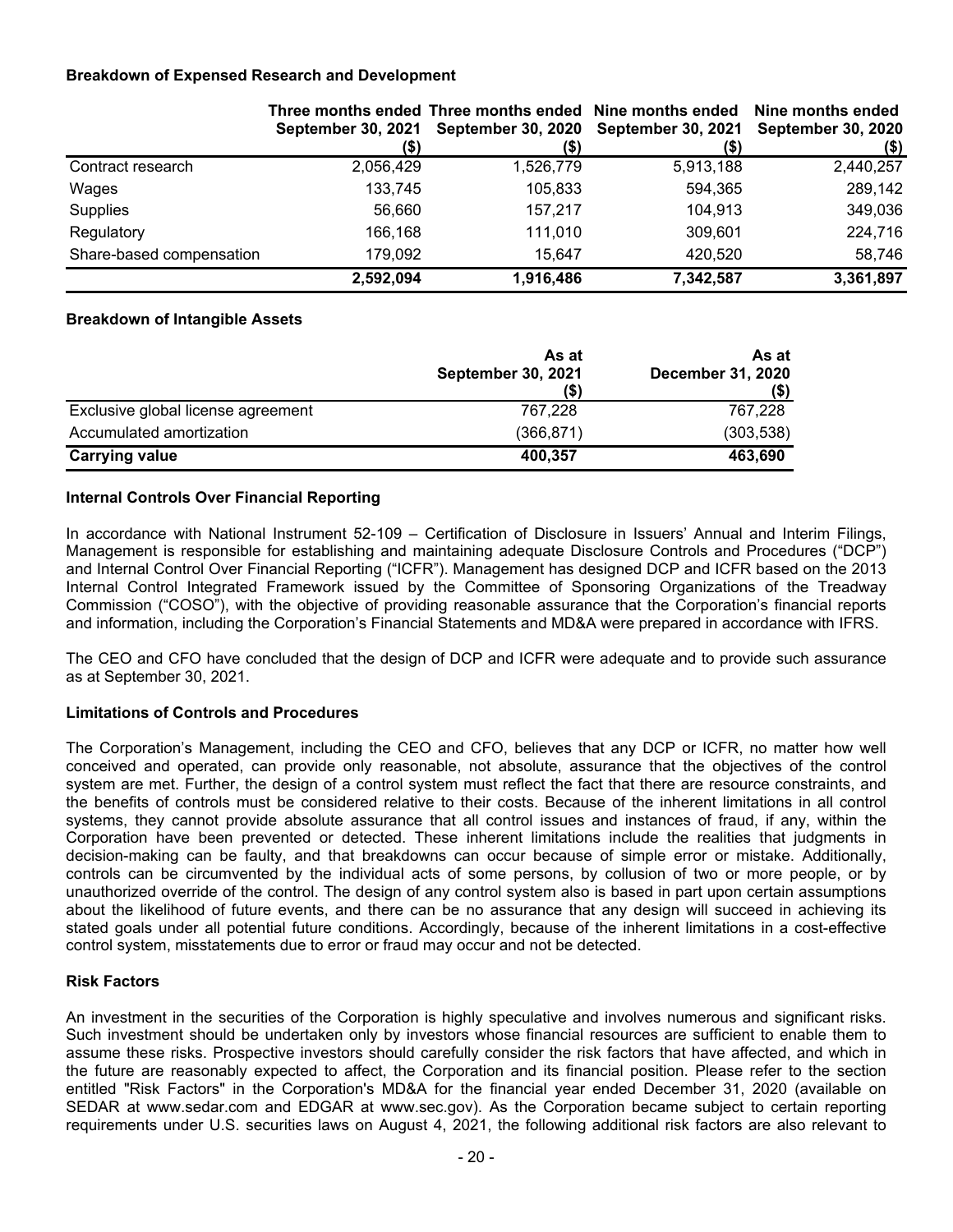**Breakdown of Expensed Research and Development**

| | Three months ended September 30, 2021 ($) | Three months ended September 30, 2020 ($) | Nine months ended September 30, 2021 ($) | Nine months ended September 30, 2020 ($) |
|---|---|---|---|---|
| Contract research | 2,056,429 | 1,526,779 | 5,913,188 | 2,440,257 |
| Wages | 133,745 | 105,833 | 594,365 | 289,142 |
| Supplies | 56,660 | 157,217 | 104,913 | 349,036 |
| Regulatory | 166,168 | 111,010 | 309,601 | 224,716 |
| Share-based compensation | 179,092 | 15,647 | 420,520 | 58,746 |
| | **2,592,094** | **1,916,486** | **7,342,587** | **3,361,897** |

**Breakdown of Intangible Assets**

| | As at September 30, 2021 ($) | As at December 31, 2020 ($) |
|---|---|---|
| Exclusive global license agreement | 767,228 | 767,228 |
| Accumulated amortization | (366,871) | (303,538) |
| **Carrying value** | **400,357** | **463,690** |

**Internal Controls Over Financial Reporting**

In accordance with National Instrument 52-109 – Certification of Disclosure in Issuers' Annual and Interim Filings, Management is responsible for establishing and maintaining adequate Disclosure Controls and Procedures ("DCP") and Internal Control Over Financial Reporting ("ICFR"). Management has designed DCP and ICFR based on the 2013 Internal Control Integrated Framework issued by the Committee of Sponsoring Organizations of the Treadway Commission ("COSO"), with the objective of providing reasonable assurance that the Corporation's financial reports and information, including the Corporation's Financial Statements and MD&A were prepared in accordance with IFRS.

The CEO and CFO have concluded that the design of DCP and ICFR were adequate and to provide such assurance as at September 30, 2021.

**Limitations of Controls and Procedures**

The Corporation's Management, including the CEO and CFO, believes that any DCP or ICFR, no matter how well conceived and operated, can provide only reasonable, not absolute, assurance that the objectives of the control system are met. Further, the design of a control system must reflect the fact that there are resource constraints, and the benefits of controls must be considered relative to their costs. Because of the inherent limitations in all control systems, they cannot provide absolute assurance that all control issues and instances of fraud, if any, within the Corporation have been prevented or detected. These inherent limitations include the realities that judgments in decision-making can be faulty, and that breakdowns can occur because of simple error or mistake. Additionally, controls can be circumvented by the individual acts of some persons, by collusion of two or more people, or by unauthorized override of the control. The design of any control system also is based in part upon certain assumptions about the likelihood of future events, and there can be no assurance that any design will succeed in achieving its stated goals under all potential future conditions. Accordingly, because of the inherent limitations in a cost-effective control system, misstatements due to error or fraud may occur and not be detected.

**Risk Factors**

An investment in the securities of the Corporation is highly speculative and involves numerous and significant risks. Such investment should be undertaken only by investors whose financial resources are sufficient to enable them to assume these risks. Prospective investors should carefully consider the risk factors that have affected, and which in the future are reasonably expected to affect, the Corporation and its financial position. Please refer to the section entitled "Risk Factors" in the Corporation's MD&A for the financial year ended December 31, 2020 (available on SEDAR at www.sedar.com and EDGAR at www.sec.gov). As the Corporation became subject to certain reporting requirements under U.S. securities laws on August 4, 2021, the following additional risk factors are also relevant to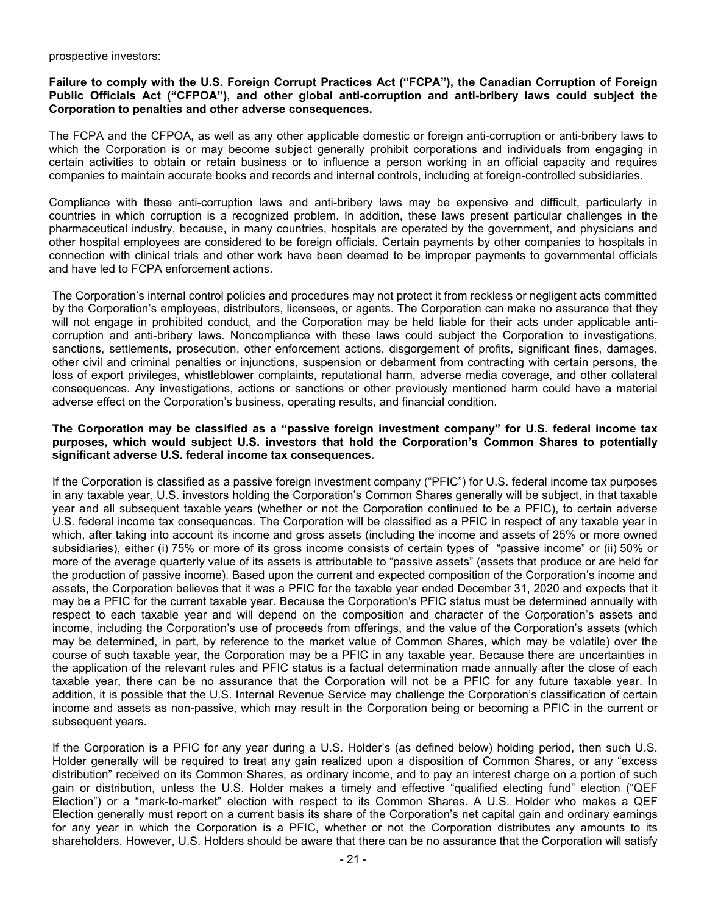prospective investors:

**Failure to comply with the U.S. Foreign Corrupt Practices Act ("FCPA"), the Canadian Corruption of Foreign Public Officials Act ("CFPOA"), and other global anti-corruption and anti-bribery laws could subject the Corporation to penalties and other adverse consequences.**

The FCPA and the CFPOA, as well as any other applicable domestic or foreign anti-corruption or anti-bribery laws to which the Corporation is or may become subject generally prohibit corporations and individuals from engaging in certain activities to obtain or retain business or to influence a person working in an official capacity and requires companies to maintain accurate books and records and internal controls, including at foreign-controlled subsidiaries.

Compliance with these anti-corruption laws and anti-bribery laws may be expensive and difficult, particularly in countries in which corruption is a recognized problem. In addition, these laws present particular challenges in the pharmaceutical industry, because, in many countries, hospitals are operated by the government, and physicians and other hospital employees are considered to be foreign officials. Certain payments by other companies to hospitals in connection with clinical trials and other work have been deemed to be improper payments to governmental officials and have led to FCPA enforcement actions.

The Corporation's internal control policies and procedures may not protect it from reckless or negligent acts committed by the Corporation's employees, distributors, licensees, or agents. The Corporation can make no assurance that they will not engage in prohibited conduct, and the Corporation may be held liable for their acts under applicable anti-corruption and anti-bribery laws. Noncompliance with these laws could subject the Corporation to investigations, sanctions, settlements, prosecution, other enforcement actions, disgorgement of profits, significant fines, damages, other civil and criminal penalties or injunctions, suspension or debarment from contracting with certain persons, the loss of export privileges, whistleblower complaints, reputational harm, adverse media coverage, and other collateral consequences. Any investigations, actions or sanctions or other previously mentioned harm could have a material adverse effect on the Corporation's business, operating results, and financial condition.

**The Corporation may be classified as a "passive foreign investment company" for U.S. federal income tax purposes, which would subject U.S. investors that hold the Corporation's Common Shares to potentially significant adverse U.S. federal income tax consequences.**

If the Corporation is classified as a passive foreign investment company ("PFIC") for U.S. federal income tax purposes in any taxable year, U.S. investors holding the Corporation's Common Shares generally will be subject, in that taxable year and all subsequent taxable years (whether or not the Corporation continued to be a PFIC), to certain adverse U.S. federal income tax consequences. The Corporation will be classified as a PFIC in respect of any taxable year in which, after taking into account its income and gross assets (including the income and assets of 25% or more owned subsidiaries), either (i) 75% or more of its gross income consists of certain types of "passive income" or (ii) 50% or more of the average quarterly value of its assets is attributable to "passive assets" (assets that produce or are held for the production of passive income). Based upon the current and expected composition of the Corporation's income and assets, the Corporation believes that it was a PFIC for the taxable year ended December 31, 2020 and expects that it may be a PFIC for the current taxable year. Because the Corporation's PFIC status must be determined annually with respect to each taxable year and will depend on the composition and character of the Corporation's assets and income, including the Corporation's use of proceeds from offerings, and the value of the Corporation's assets (which may be determined, in part, by reference to the market value of Common Shares, which may be volatile) over the course of such taxable year, the Corporation may be a PFIC in any taxable year. Because there are uncertainties in the application of the relevant rules and PFIC status is a factual determination made annually after the close of each taxable year, there can be no assurance that the Corporation will not be a PFIC for any future taxable year. In addition, it is possible that the U.S. Internal Revenue Service may challenge the Corporation's classification of certain income and assets as non-passive, which may result in the Corporation being or becoming a PFIC in the current or subsequent years.

If the Corporation is a PFIC for any year during a U.S. Holder's (as defined below) holding period, then such U.S. Holder generally will be required to treat any gain realized upon a disposition of Common Shares, or any "excess distribution" received on its Common Shares, as ordinary income, and to pay an interest charge on a portion of such gain or distribution, unless the U.S. Holder makes a timely and effective "qualified electing fund" election ("QEF Election") or a "mark-to-market" election with respect to its Common Shares. A U.S. Holder who makes a QEF Election generally must report on a current basis its share of the Corporation's net capital gain and ordinary earnings for any year in which the Corporation is a PFIC, whether or not the Corporation distributes any amounts to its shareholders. However, U.S. Holders should be aware that there can be no assurance that the Corporation will satisfy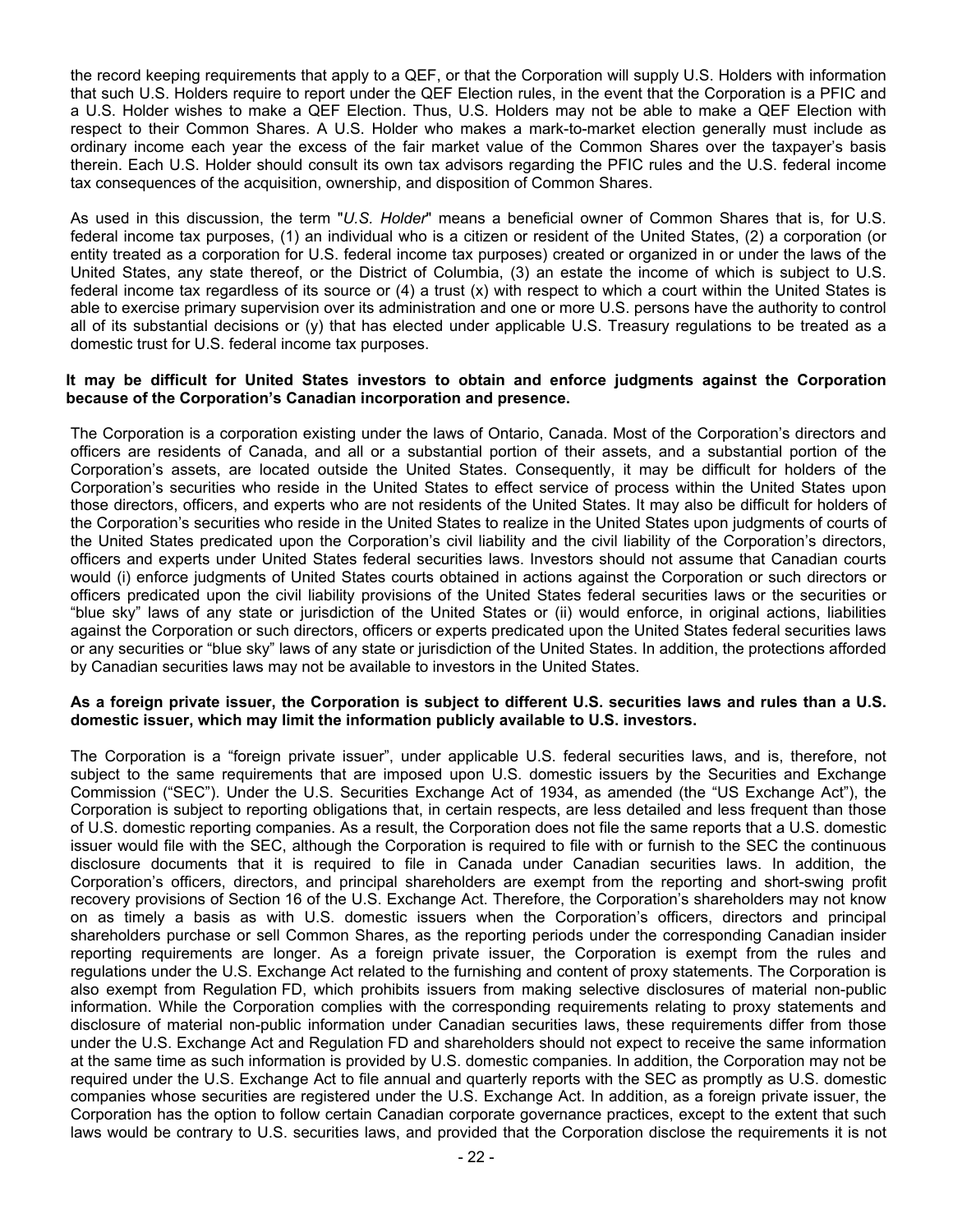the record keeping requirements that apply to a QEF, or that the Corporation will supply U.S. Holders with information that such U.S. Holders require to report under the QEF Election rules, in the event that the Corporation is a PFIC and a U.S. Holder wishes to make a QEF Election. Thus, U.S. Holders may not be able to make a QEF Election with respect to their Common Shares. A U.S. Holder who makes a mark-to-market election generally must include as ordinary income each year the excess of the fair market value of the Common Shares over the taxpayer's basis therein. Each U.S. Holder should consult its own tax advisors regarding the PFIC rules and the U.S. federal income tax consequences of the acquisition, ownership, and disposition of Common Shares.

As used in this discussion, the term "*U.S. Holder*" means a beneficial owner of Common Shares that is, for U.S. federal income tax purposes, (1) an individual who is a citizen or resident of the United States, (2) a corporation (or entity treated as a corporation for U.S. federal income tax purposes) created or organized in or under the laws of the United States, any state thereof, or the District of Columbia, (3) an estate the income of which is subject to U.S. federal income tax regardless of its source or (4) a trust (x) with respect to which a court within the United States is able to exercise primary supervision over its administration and one or more U.S. persons have the authority to control all of its substantial decisions or (y) that has elected under applicable U.S. Treasury regulations to be treated as a domestic trust for U.S. federal income tax purposes.

**It may be difficult for United States investors to obtain and enforce judgments against the Corporation because of the Corporation's Canadian incorporation and presence.**

The Corporation is a corporation existing under the laws of Ontario, Canada. Most of the Corporation's directors and officers are residents of Canada, and all or a substantial portion of their assets, and a substantial portion of the Corporation's assets, are located outside the United States. Consequently, it may be difficult for holders of the Corporation's securities who reside in the United States to effect service of process within the United States upon those directors, officers, and experts who are not residents of the United States. It may also be difficult for holders of the Corporation's securities who reside in the United States to realize in the United States upon judgments of courts of the United States predicated upon the Corporation's civil liability and the civil liability of the Corporation's directors, officers and experts under United States federal securities laws. Investors should not assume that Canadian courts would (i) enforce judgments of United States courts obtained in actions against the Corporation or such directors or officers predicated upon the civil liability provisions of the United States federal securities laws or the securities or "blue sky" laws of any state or jurisdiction of the United States or (ii) would enforce, in original actions, liabilities against the Corporation or such directors, officers or experts predicated upon the United States federal securities laws or any securities or "blue sky" laws of any state or jurisdiction of the United States. In addition, the protections afforded by Canadian securities laws may not be available to investors in the United States.

**As a foreign private issuer, the Corporation is subject to different U.S. securities laws and rules than a U.S. domestic issuer, which may limit the information publicly available to U.S. investors.**

The Corporation is a "foreign private issuer", under applicable U.S. federal securities laws, and is, therefore, not subject to the same requirements that are imposed upon U.S. domestic issuers by the Securities and Exchange Commission ("SEC"). Under the U.S. Securities Exchange Act of 1934, as amended (the "US Exchange Act"), the Corporation is subject to reporting obligations that, in certain respects, are less detailed and less frequent than those of U.S. domestic reporting companies. As a result, the Corporation does not file the same reports that a U.S. domestic issuer would file with the SEC, although the Corporation is required to file with or furnish to the SEC the continuous disclosure documents that it is required to file in Canada under Canadian securities laws. In addition, the Corporation's officers, directors, and principal shareholders are exempt from the reporting and short-swing profit recovery provisions of Section 16 of the U.S. Exchange Act. Therefore, the Corporation's shareholders may not know on as timely a basis as with U.S. domestic issuers when the Corporation's officers, directors and principal shareholders purchase or sell Common Shares, as the reporting periods under the corresponding Canadian insider reporting requirements are longer. As a foreign private issuer, the Corporation is exempt from the rules and regulations under the U.S. Exchange Act related to the furnishing and content of proxy statements. The Corporation is also exempt from Regulation FD, which prohibits issuers from making selective disclosures of material non-public information. While the Corporation complies with the corresponding requirements relating to proxy statements and disclosure of material non-public information under Canadian securities laws, these requirements differ from those under the U.S. Exchange Act and Regulation FD and shareholders should not expect to receive the same information at the same time as such information is provided by U.S. domestic companies. In addition, the Corporation may not be required under the U.S. Exchange Act to file annual and quarterly reports with the SEC as promptly as U.S. domestic companies whose securities are registered under the U.S. Exchange Act. In addition, as a foreign private issuer, the Corporation has the option to follow certain Canadian corporate governance practices, except to the extent that such laws would be contrary to U.S. securities laws, and provided that the Corporation disclose the requirements it is not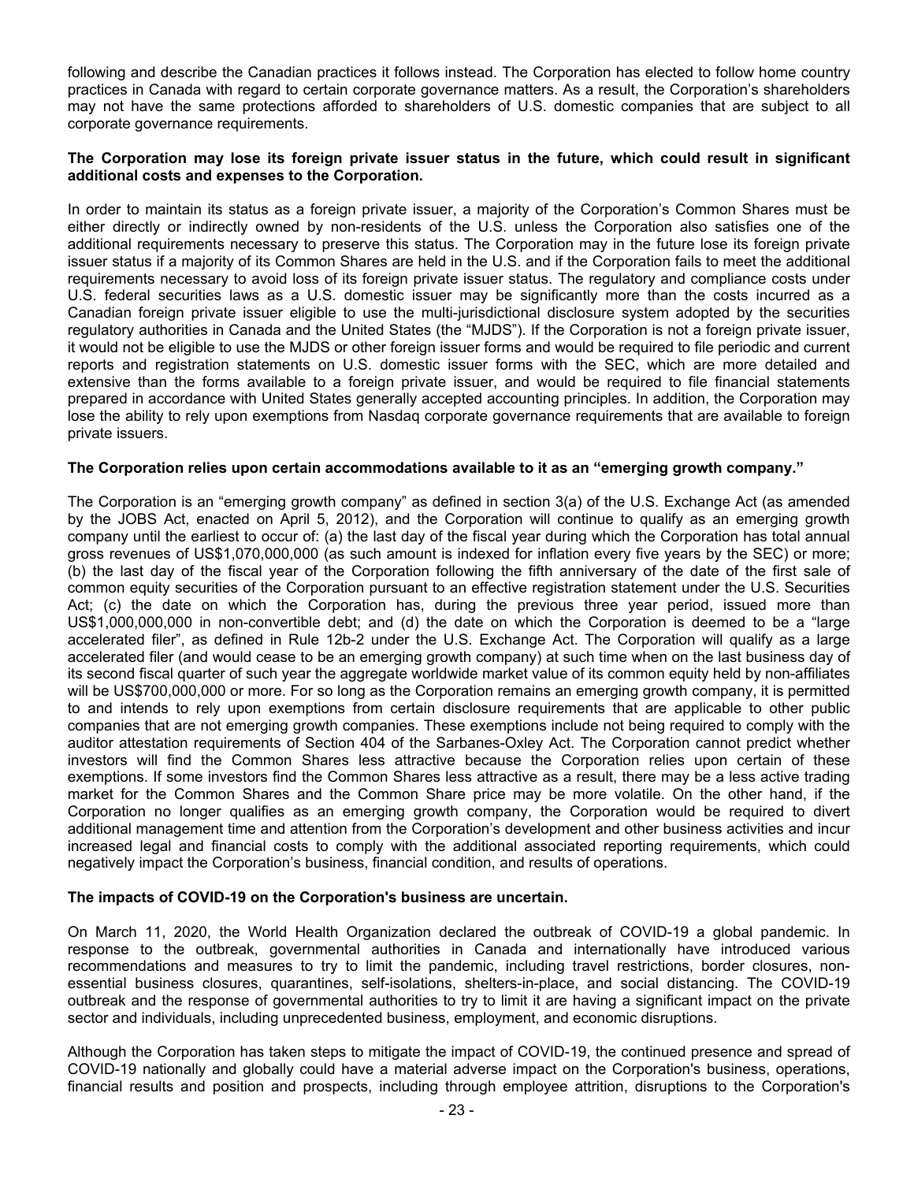following and describe the Canadian practices it follows instead. The Corporation has elected to follow home country practices in Canada with regard to certain corporate governance matters. As a result, the Corporation's shareholders may not have the same protections afforded to shareholders of U.S. domestic companies that are subject to all corporate governance requirements.

**The Corporation may lose its foreign private issuer status in the future, which could result in significant additional costs and expenses to the Corporation.**

In order to maintain its status as a foreign private issuer, a majority of the Corporation's Common Shares must be either directly or indirectly owned by non-residents of the U.S. unless the Corporation also satisfies one of the additional requirements necessary to preserve this status. The Corporation may in the future lose its foreign private issuer status if a majority of its Common Shares are held in the U.S. and if the Corporation fails to meet the additional requirements necessary to avoid loss of its foreign private issuer status. The regulatory and compliance costs under U.S. federal securities laws as a U.S. domestic issuer may be significantly more than the costs incurred as a Canadian foreign private issuer eligible to use the multi-jurisdictional disclosure system adopted by the securities regulatory authorities in Canada and the United States (the "MJDS"). If the Corporation is not a foreign private issuer, it would not be eligible to use the MJDS or other foreign issuer forms and would be required to file periodic and current reports and registration statements on U.S. domestic issuer forms with the SEC, which are more detailed and extensive than the forms available to a foreign private issuer, and would be required to file financial statements prepared in accordance with United States generally accepted accounting principles. In addition, the Corporation may lose the ability to rely upon exemptions from Nasdaq corporate governance requirements that are available to foreign private issuers.

**The Corporation relies upon certain accommodations available to it as an "emerging growth company."**

The Corporation is an "emerging growth company" as defined in section 3(a) of the U.S. Exchange Act (as amended by the JOBS Act, enacted on April 5, 2012), and the Corporation will continue to qualify as an emerging growth company until the earliest to occur of: (a) the last day of the fiscal year during which the Corporation has total annual gross revenues of US$1,070,000,000 (as such amount is indexed for inflation every five years by the SEC) or more; (b) the last day of the fiscal year of the Corporation following the fifth anniversary of the date of the first sale of common equity securities of the Corporation pursuant to an effective registration statement under the U.S. Securities Act; (c) the date on which the Corporation has, during the previous three year period, issued more than US$1,000,000,000 in non-convertible debt; and (d) the date on which the Corporation is deemed to be a "large accelerated filer", as defined in Rule 12b-2 under the U.S. Exchange Act. The Corporation will qualify as a large accelerated filer (and would cease to be an emerging growth company) at such time when on the last business day of its second fiscal quarter of such year the aggregate worldwide market value of its common equity held by non-affiliates will be US$700,000,000 or more. For so long as the Corporation remains an emerging growth company, it is permitted to and intends to rely upon exemptions from certain disclosure requirements that are applicable to other public companies that are not emerging growth companies. These exemptions include not being required to comply with the auditor attestation requirements of Section 404 of the Sarbanes-Oxley Act. The Corporation cannot predict whether investors will find the Common Shares less attractive because the Corporation relies upon certain of these exemptions. If some investors find the Common Shares less attractive as a result, there may be a less active trading market for the Common Shares and the Common Share price may be more volatile. On the other hand, if the Corporation no longer qualifies as an emerging growth company, the Corporation would be required to divert additional management time and attention from the Corporation's development and other business activities and incur increased legal and financial costs to comply with the additional associated reporting requirements, which could negatively impact the Corporation's business, financial condition, and results of operations.

**The impacts of COVID-19 on the Corporation's business are uncertain.**

On March 11, 2020, the World Health Organization declared the outbreak of COVID-19 a global pandemic. In response to the outbreak, governmental authorities in Canada and internationally have introduced various recommendations and measures to try to limit the pandemic, including travel restrictions, border closures, non-essential business closures, quarantines, self-isolations, shelters-in-place, and social distancing. The COVID-19 outbreak and the response of governmental authorities to try to limit it are having a significant impact on the private sector and individuals, including unprecedented business, employment, and economic disruptions.

Although the Corporation has taken steps to mitigate the impact of COVID-19, the continued presence and spread of COVID-19 nationally and globally could have a material adverse impact on the Corporation's business, operations, financial results and position and prospects, including through employee attrition, disruptions to the Corporation's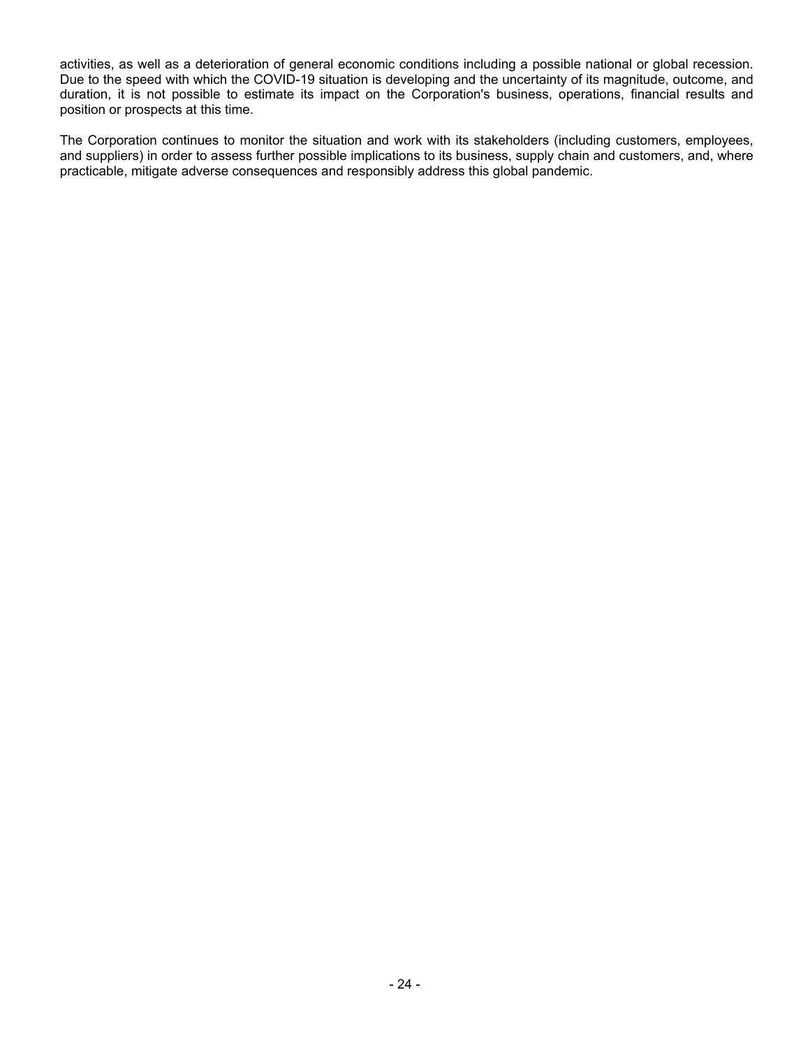activities, as well as a deterioration of general economic conditions including a possible national or global recession. Due to the speed with which the COVID-19 situation is developing and the uncertainty of its magnitude, outcome, and duration, it is not possible to estimate its impact on the Corporation's business, operations, financial results and position or prospects at this time.

The Corporation continues to monitor the situation and work with its stakeholders (including customers, employees, and suppliers) in order to assess further possible implications to its business, supply chain and customers, and, where practicable, mitigate adverse consequences and responsibly address this global pandemic.